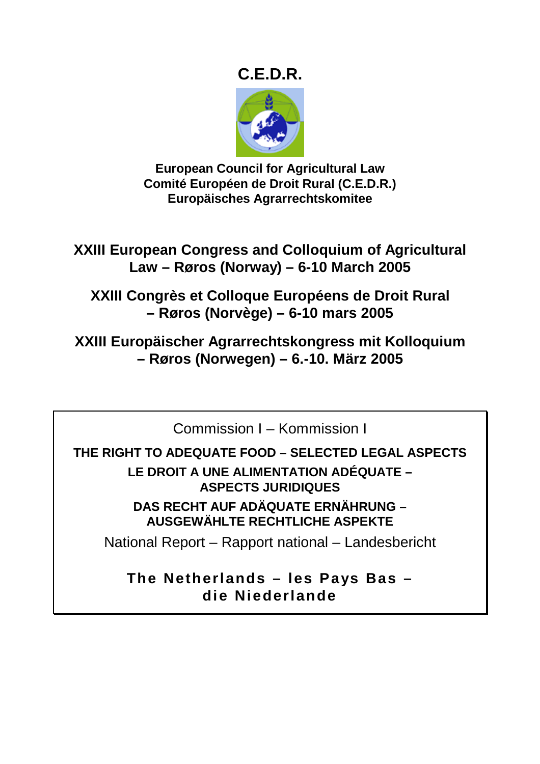# C.E.D.R.

**European Council for Agricultural Law**
**Comité Européen de Droit Rural (C.E.D.R.)**
**Europäisches Agrarrechtskomitee**

## XXIII European Congress and Colloquium of Agricultural Law – Røros (Norway) – 6-10 March 2005

## XXIII Congrès et Colloque Européens de Droit Rural – Røros (Norvège) – 6-10 mars 2005

## XXIII Europäischer Agrarrechtskongress mit Kolloquium – Røros (Norwegen) – 6.-10. März 2005

Commission I – Kommission I

**THE RIGHT TO ADEQUATE FOOD – SELECTED LEGAL ASPECTS**

**LE DROIT A UNE ALIMENTATION ADÉQUATE – ASPECTS JURIDIQUES**

**DAS RECHT AUF ADÄQUATE ERNÄHRUNG – AUSGEWÄHLTE RECHTLICHE ASPEKTE**

National Report – Rapport national – Landesbericht

**The Netherlands – les Pays Bas – die Niederlande**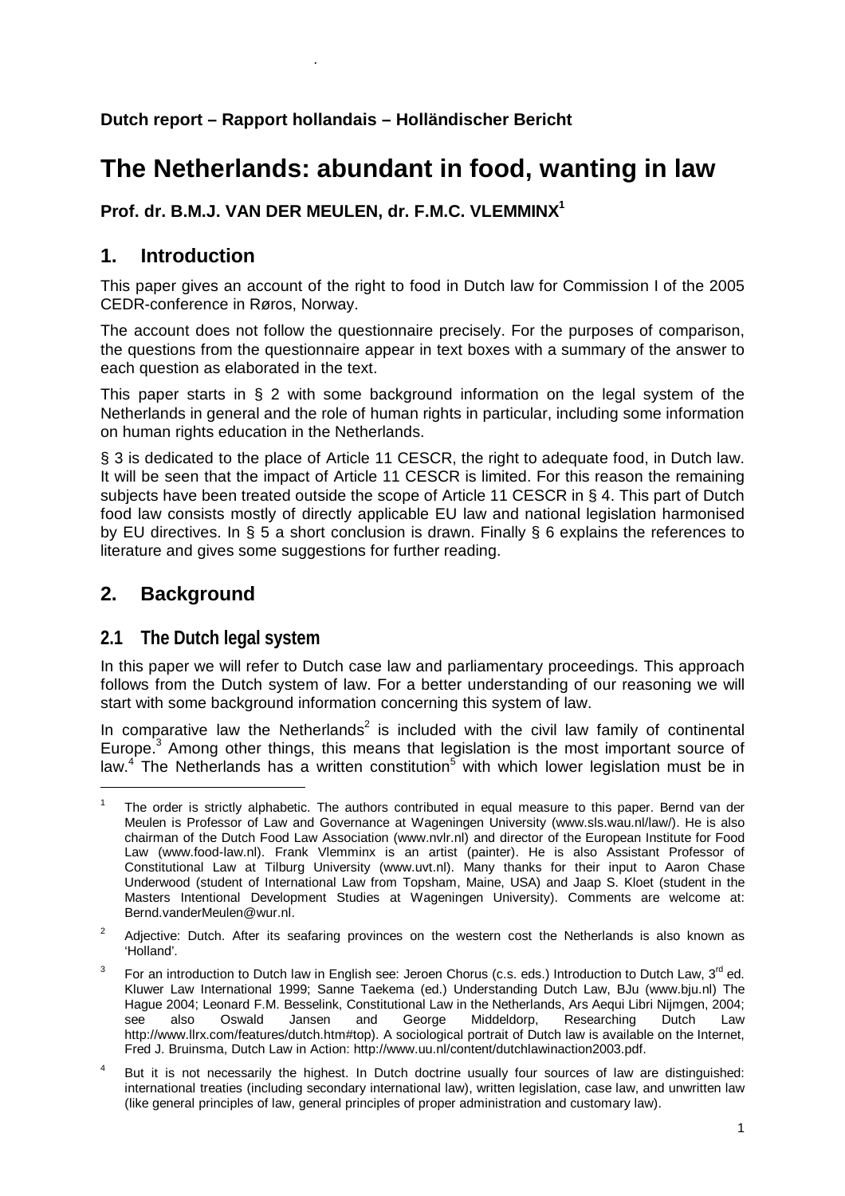**Dutch report – Rapport hollandais – Holländischer Bericht**

# The Netherlands: abundant in food, wanting in law

**Prof. dr. B.M.J. VAN DER MEULEN, dr. F.M.C. VLEMMINX[1]**

## 1. Introduction

This paper gives an account of the right to food in Dutch law for Commission I of the 2005 CEDR-conference in Røros, Norway.

The account does not follow the questionnaire precisely. For the purposes of comparison, the questions from the questionnaire appear in text boxes with a summary of the answer to each question as elaborated in the text.

This paper starts in § 2 with some background information on the legal system of the Netherlands in general and the role of human rights in particular, including some information on human rights education in the Netherlands.

§ 3 is dedicated to the place of Article 11 CESCR, the right to adequate food, in Dutch law. It will be seen that the impact of Article 11 CESCR is limited. For this reason the remaining subjects have been treated outside the scope of Article 11 CESCR in § 4. This part of Dutch food law consists mostly of directly applicable EU law and national legislation harmonised by EU directives. In § 5 a short conclusion is drawn. Finally § 6 explains the references to literature and gives some suggestions for further reading.

## 2. Background

### 2.1 The Dutch legal system

In this paper we will refer to Dutch case law and parliamentary proceedings. This approach follows from the Dutch system of law. For a better understanding of our reasoning we will start with some background information concerning this system of law.

In comparative law the Netherlands[2] is included with the civil law family of continental Europe.[3] Among other things, this means that legislation is the most important source of law.[4] The Netherlands has a written constitution[5] with which lower legislation must be in

---

[1] The order is strictly alphabetic. The authors contributed in equal measure to this paper. Bernd van der Meulen is Professor of Law and Governance at Wageningen University (www.sls.wau.nl/law/). He is also chairman of the Dutch Food Law Association (www.nvlr.nl) and director of the European Institute for Food Law (www.food-law.nl). Frank Vlemminx is an artist (painter). He is also Assistant Professor of Constitutional Law at Tilburg University (www.uvt.nl). Many thanks for their input to Aaron Chase Underwood (student of International Law from Topsham, Maine, USA) and Jaap S. Kloet (student in the Masters Intentional Development Studies at Wageningen University). Comments are welcome at: Bernd.vanderMeulen@wur.nl.

[2] Adjective: Dutch. After its seafaring provinces on the western cost the Netherlands is also known as 'Holland'.

[3] For an introduction to Dutch law in English see: Jeroen Chorus (c.s. eds.) Introduction to Dutch Law, 3rd ed. Kluwer Law International 1999; Sanne Taekema (ed.) Understanding Dutch Law, BJu (www.bju.nl) The Hague 2004; Leonard F.M. Besselink, Constitutional Law in the Netherlands, Ars Aequi Libri Nijmgen, 2004; see also Oswald Jansen and George Middeldorp, Researching Dutch Law http://www.llrx.com/features/dutch.htm#top). A sociological portrait of Dutch law is available on the Internet, Fred J. Bruinsma, Dutch Law in Action: http://www.uu.nl/content/dutchlawinaction2003.pdf.

[4] But it is not necessarily the highest. In Dutch doctrine usually four sources of law are distinguished: international treaties (including secondary international law), written legislation, case law, and unwritten law (like general principles of law, general principles of proper administration and customary law).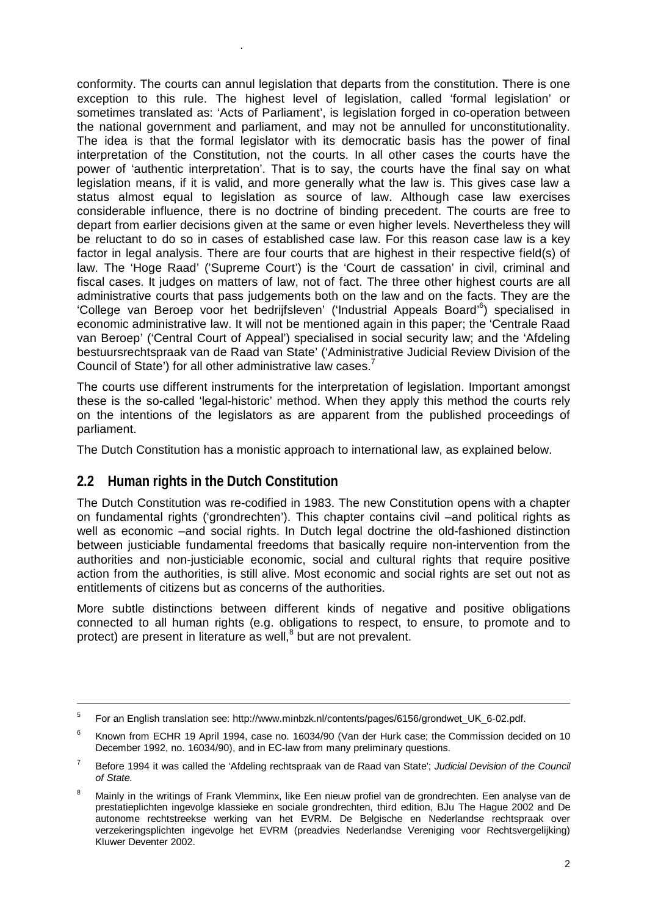conformity. The courts can annul legislation that departs from the constitution. There is one exception to this rule. The highest level of legislation, called 'formal legislation' or sometimes translated as: 'Acts of Parliament', is legislation forged in co-operation between the national government and parliament, and may not be annulled for unconstitutionality. The idea is that the formal legislator with its democratic basis has the power of final interpretation of the Constitution, not the courts. In all other cases the courts have the power of 'authentic interpretation'. That is to say, the courts have the final say on what legislation means, if it is valid, and more generally what the law is. This gives case law a status almost equal to legislation as source of law. Although case law exercises considerable influence, there is no doctrine of binding precedent. The courts are free to depart from earlier decisions given at the same or even higher levels. Nevertheless they will be reluctant to do so in cases of established case law. For this reason case law is a key factor in legal analysis. There are four courts that are highest in their respective field(s) of law. The 'Hoge Raad' ('Supreme Court') is the 'Court de cassation' in civil, criminal and fiscal cases. It judges on matters of law, not of fact. The three other highest courts are all administrative courts that pass judgements both on the law and on the facts. They are the 'College van Beroep voor het bedrijfsleven' ('Industrial Appeals Board'[6]) specialised in economic administrative law. It will not be mentioned again in this paper; the 'Centrale Raad van Beroep' ('Central Court of Appeal') specialised in social security law; and the 'Afdeling bestuursrechtspraak van de Raad van State' ('Administrative Judicial Review Division of the Council of State') for all other administrative law cases.[7]

The courts use different instruments for the interpretation of legislation. Important amongst these is the so-called 'legal-historic' method. When they apply this method the courts rely on the intentions of the legislators as are apparent from the published proceedings of parliament.

The Dutch Constitution has a monistic approach to international law, as explained below.

## 2.2 Human rights in the Dutch Constitution

The Dutch Constitution was re-codified in 1983. The new Constitution opens with a chapter on fundamental rights ('grondrechten'). This chapter contains civil –and political rights as well as economic –and social rights. In Dutch legal doctrine the old-fashioned distinction between justiciable fundamental freedoms that basically require non-intervention from the authorities and non-justiciable economic, social and cultural rights that require positive action from the authorities, is still alive. Most economic and social rights are set out not as entitlements of citizens but as concerns of the authorities.

More subtle distinctions between different kinds of negative and positive obligations connected to all human rights (e.g. obligations to respect, to ensure, to promote and to protect) are present in literature as well,[8] but are not prevalent.

---

[5] For an English translation see: http://www.minbzk.nl/contents/pages/6156/grondwet_UK_6-02.pdf.

[6] Known from ECHR 19 April 1994, case no. 16034/90 (Van der Hurk case; the Commission decided on 10 December 1992, no. 16034/90), and in EC-law from many preliminary questions.

[7] Before 1994 it was called the 'Afdeling rechtspraak van de Raad van State'; *Judicial Devision of the Council of State.*

[8] Mainly in the writings of Frank Vlemminx, like Een nieuw profiel van de grondrechten. Een analyse van de prestatieplichten ingevolge klassieke en sociale grondrechten, third edition, BJu The Hague 2002 and De autonome rechtstreekse werking van het EVRM. De Belgische en Nederlandse rechtspraak over verzekeringsplichten ingevolge het EVRM (preadvies Nederlandse Vereniging voor Rechtsvergelijking) Kluwer Deventer 2002.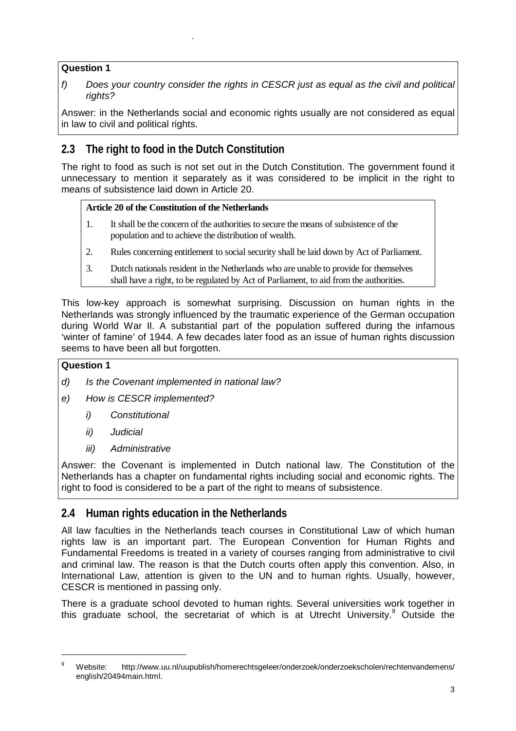**Question 1**

*f) Does your country consider the rights in CESCR just as equal as the civil and political rights?*

Answer: in the Netherlands social and economic rights usually are not considered as equal in law to civil and political rights.

## 2.3 The right to food in the Dutch Constitution

The right to food as such is not set out in the Dutch Constitution. The government found it unnecessary to mention it separately as it was considered to be implicit in the right to means of subsistence laid down in Article 20.

**Article 20 of the Constitution of the Netherlands**

1. It shall be the concern of the authorities to secure the means of subsistence of the population and to achieve the distribution of wealth.
2. Rules concerning entitlement to social security shall be laid down by Act of Parliament.
3. Dutch nationals resident in the Netherlands who are unable to provide for themselves shall have a right, to be regulated by Act of Parliament, to aid from the authorities.

This low-key approach is somewhat surprising. Discussion on human rights in the Netherlands was strongly influenced by the traumatic experience of the German occupation during World War II. A substantial part of the population suffered during the infamous 'winter of famine' of 1944. A few decades later food as an issue of human rights discussion seems to have been all but forgotten.

**Question 1**

*d) Is the Covenant implemented in national law?*

*e) How is CESCR implemented?*

*i) Constitutional*

*ii) Judicial*

*iii) Administrative*

Answer: the Covenant is implemented in Dutch national law. The Constitution of the Netherlands has a chapter on fundamental rights including social and economic rights. The right to food is considered to be a part of the right to means of subsistence.

## 2.4 Human rights education in the Netherlands

All law faculties in the Netherlands teach courses in Constitutional Law of which human rights law is an important part. The European Convention for Human Rights and Fundamental Freedoms is treated in a variety of courses ranging from administrative to civil and criminal law. The reason is that the Dutch courts often apply this convention. Also, in International Law, attention is given to the UN and to human rights. Usually, however, CESCR is mentioned in passing only.

There is a graduate school devoted to human rights. Several universities work together in this graduate school, the secretariat of which is at Utrecht University.[9] Outside the

---

[9] Website: http://www.uu.nl/uupublish/homerechtsgeleer/onderzoek/onderzoekscholen/rechtenvandemens/english/20494main.html.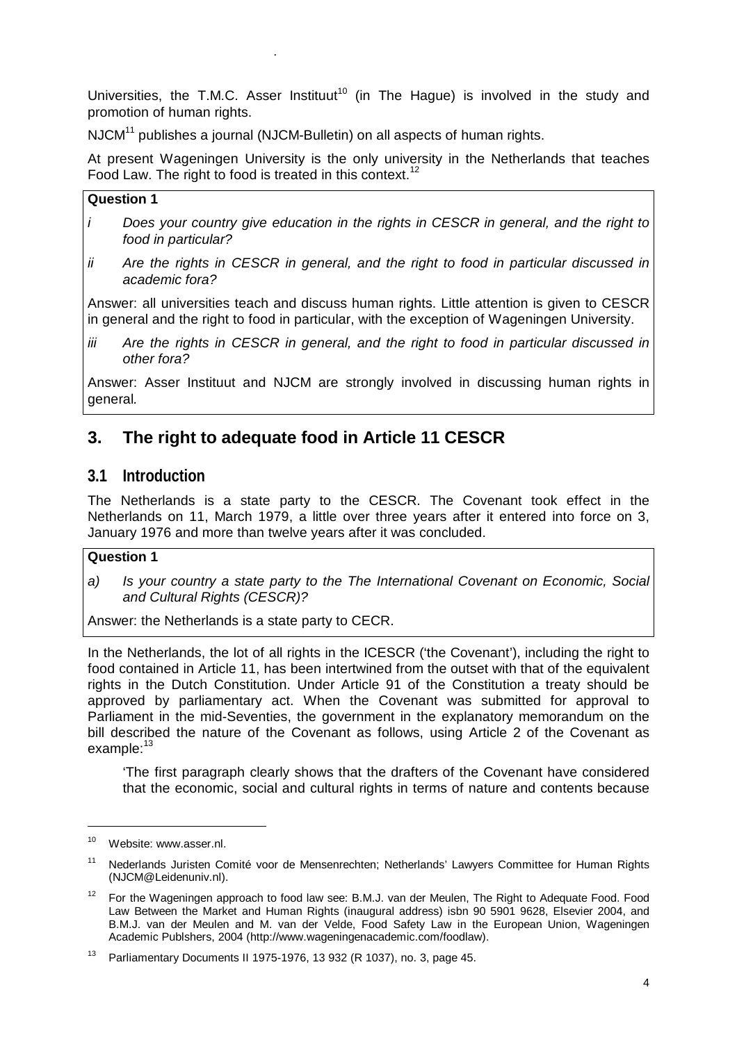Universities, the T.M.C. Asser Instituut[10] (in The Hague) is involved in the study and promotion of human rights.

NJCM[11] publishes a journal (NJCM-Bulletin) on all aspects of human rights.

At present Wageningen University is the only university in the Netherlands that teaches Food Law. The right to food is treated in this context.[12]

**Question 1**

*i Does your country give education in the rights in CESCR in general, and the right to food in particular?*

*ii Are the rights in CESCR in general, and the right to food in particular discussed in academic fora?*

Answer: all universities teach and discuss human rights. Little attention is given to CESCR in general and the right to food in particular, with the exception of Wageningen University.

*iii Are the rights in CESCR in general, and the right to food in particular discussed in other fora?*

Answer: Asser Instituut and NJCM are strongly involved in discussing human rights in general.

## 3. The right to adequate food in Article 11 CESCR

### 3.1 Introduction

The Netherlands is a state party to the CESCR. The Covenant took effect in the Netherlands on 11, March 1979, a little over three years after it entered into force on 3, January 1976 and more than twelve years after it was concluded.

**Question 1**

*a) Is your country a state party to the The International Covenant on Economic, Social and Cultural Rights (CESCR)?*

Answer: the Netherlands is a state party to CECR.

In the Netherlands, the lot of all rights in the ICESCR ('the Covenant'), including the right to food contained in Article 11, has been intertwined from the outset with that of the equivalent rights in the Dutch Constitution. Under Article 91 of the Constitution a treaty should be approved by parliamentary act. When the Covenant was submitted for approval to Parliament in the mid-Seventies, the government in the explanatory memorandum on the bill described the nature of the Covenant as follows, using Article 2 of the Covenant as example:[13]

> 'The first paragraph clearly shows that the drafters of the Covenant have considered that the economic, social and cultural rights in terms of nature and contents because

---

[10] Website: www.asser.nl.

[11] Nederlands Juristen Comité voor de Mensenrechten; Netherlands' Lawyers Committee for Human Rights (NJCM@Leidenuniv.nl).

[12] For the Wageningen approach to food law see: B.M.J. van der Meulen, The Right to Adequate Food. Food Law Between the Market and Human Rights (inaugural address) isbn 90 5901 9628, Elsevier 2004, and B.M.J. van der Meulen and M. van der Velde, Food Safety Law in the European Union, Wageningen Academic Publshers, 2004 (http://www.wageningenacademic.com/foodlaw).

[13] Parliamentary Documents II 1975-1976, 13 932 (R 1037), no. 3, page 45.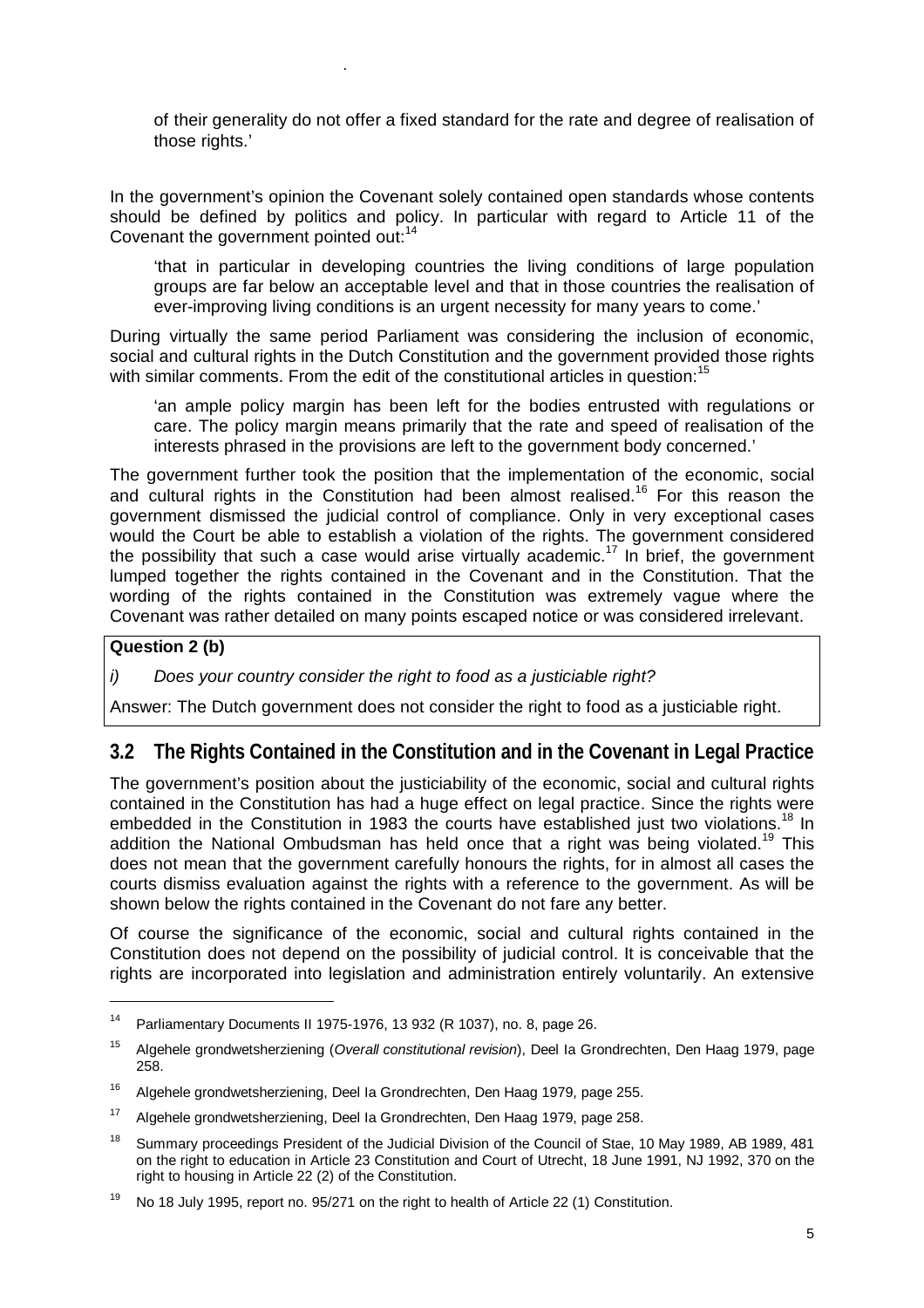of their generality do not offer a fixed standard for the rate and degree of realisation of those rights.'

In the government's opinion the Covenant solely contained open standards whose contents should be defined by politics and policy. In particular with regard to Article 11 of the Covenant the government pointed out:[14]

> 'that in particular in developing countries the living conditions of large population groups are far below an acceptable level and that in those countries the realisation of ever-improving living conditions is an urgent necessity for many years to come.'

During virtually the same period Parliament was considering the inclusion of economic, social and cultural rights in the Dutch Constitution and the government provided those rights with similar comments. From the edit of the constitutional articles in question:[15]

> 'an ample policy margin has been left for the bodies entrusted with regulations or care. The policy margin means primarily that the rate and speed of realisation of the interests phrased in the provisions are left to the government body concerned.'

The government further took the position that the implementation of the economic, social and cultural rights in the Constitution had been almost realised.[16] For this reason the government dismissed the judicial control of compliance. Only in very exceptional cases would the Court be able to establish a violation of the rights. The government considered the possibility that such a case would arise virtually academic.[17] In brief, the government lumped together the rights contained in the Covenant and in the Constitution. That the wording of the rights contained in the Constitution was extremely vague where the Covenant was rather detailed on many points escaped notice or was considered irrelevant.

**Question 2 (b)**

*i) Does your country consider the right to food as a justiciable right?*

Answer: The Dutch government does not consider the right to food as a justiciable right.

## 3.2 The Rights Contained in the Constitution and in the Covenant in Legal Practice

The government's position about the justiciability of the economic, social and cultural rights contained in the Constitution has had a huge effect on legal practice. Since the rights were embedded in the Constitution in 1983 the courts have established just two violations.[18] In addition the National Ombudsman has held once that a right was being violated.[19] This does not mean that the government carefully honours the rights, for in almost all cases the courts dismiss evaluation against the rights with a reference to the government. As will be shown below the rights contained in the Covenant do not fare any better.

Of course the significance of the economic, social and cultural rights contained in the Constitution does not depend on the possibility of judicial control. It is conceivable that the rights are incorporated into legislation and administration entirely voluntarily. An extensive

---

[14] Parliamentary Documents II 1975-1976, 13 932 (R 1037), no. 8, page 26.

[15] Algehele grondwetsherziening (*Overall constitutional revision*), Deel Ia Grondrechten, Den Haag 1979, page 258.

[16] Algehele grondwetsherziening, Deel Ia Grondrechten, Den Haag 1979, page 255.

[17] Algehele grondwetsherziening, Deel Ia Grondrechten, Den Haag 1979, page 258.

[18] Summary proceedings President of the Judicial Division of the Council of Stae, 10 May 1989, AB 1989, 481 on the right to education in Article 23 Constitution and Court of Utrecht, 18 June 1991, NJ 1992, 370 on the right to housing in Article 22 (2) of the Constitution.

[19] No 18 July 1995, report no. 95/271 on the right to health of Article 22 (1) Constitution.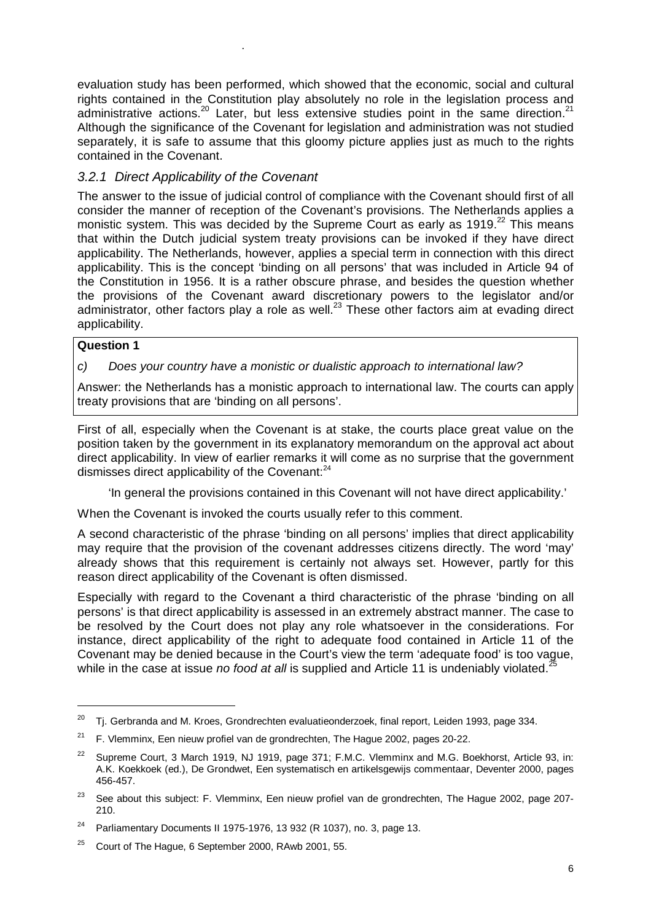evaluation study has been performed, which showed that the economic, social and cultural rights contained in the Constitution play absolutely no role in the legislation process and administrative actions.[20] Later, but less extensive studies point in the same direction.[21] Although the significance of the Covenant for legislation and administration was not studied separately, it is safe to assume that this gloomy picture applies just as much to the rights contained in the Covenant.

### *3.2.1 Direct Applicability of the Covenant*

The answer to the issue of judicial control of compliance with the Covenant should first of all consider the manner of reception of the Covenant's provisions. The Netherlands applies a monistic system. This was decided by the Supreme Court as early as 1919.[22] This means that within the Dutch judicial system treaty provisions can be invoked if they have direct applicability. The Netherlands, however, applies a special term in connection with this direct applicability. This is the concept 'binding on all persons' that was included in Article 94 of the Constitution in 1956. It is a rather obscure phrase, and besides the question whether the provisions of the Covenant award discretionary powers to the legislator and/or administrator, other factors play a role as well.[23] These other factors aim at evading direct applicability.

**Question 1**

*c) Does your country have a monistic or dualistic approach to international law?*

Answer: the Netherlands has a monistic approach to international law. The courts can apply treaty provisions that are 'binding on all persons'.

First of all, especially when the Covenant is at stake, the courts place great value on the position taken by the government in its explanatory memorandum on the approval act about direct applicability. In view of earlier remarks it will come as no surprise that the government dismisses direct applicability of the Covenant:[24]

> 'In general the provisions contained in this Covenant will not have direct applicability.'

When the Covenant is invoked the courts usually refer to this comment.

A second characteristic of the phrase 'binding on all persons' implies that direct applicability may require that the provision of the covenant addresses citizens directly. The word 'may' already shows that this requirement is certainly not always set. However, partly for this reason direct applicability of the Covenant is often dismissed.

Especially with regard to the Covenant a third characteristic of the phrase 'binding on all persons' is that direct applicability is assessed in an extremely abstract manner. The case to be resolved by the Court does not play any role whatsoever in the considerations. For instance, direct applicability of the right to adequate food contained in Article 11 of the Covenant may be denied because in the Court's view the term 'adequate food' is too vague, while in the case at issue *no food at all* is supplied and Article 11 is undeniably violated.[25]

---

[20] Tj. Gerbranda and M. Kroes, Grondrechten evaluatieonderzoek, final report, Leiden 1993, page 334.

[21] F. Vlemminx, Een nieuw profiel van de grondrechten, The Hague 2002, pages 20-22.

[22] Supreme Court, 3 March 1919, NJ 1919, page 371; F.M.C. Vlemminx and M.G. Boekhorst, Article 93, in: A.K. Koekkoek (ed.), De Grondwet, Een systematisch en artikelsgewijs commentaar, Deventer 2000, pages 456-457.

[23] See about this subject: F. Vlemminx, Een nieuw profiel van de grondrechten, The Hague 2002, page 207-210.

[24] Parliamentary Documents II 1975-1976, 13 932 (R 1037), no. 3, page 13.

[25] Court of The Hague, 6 September 2000, RAwb 2001, 55.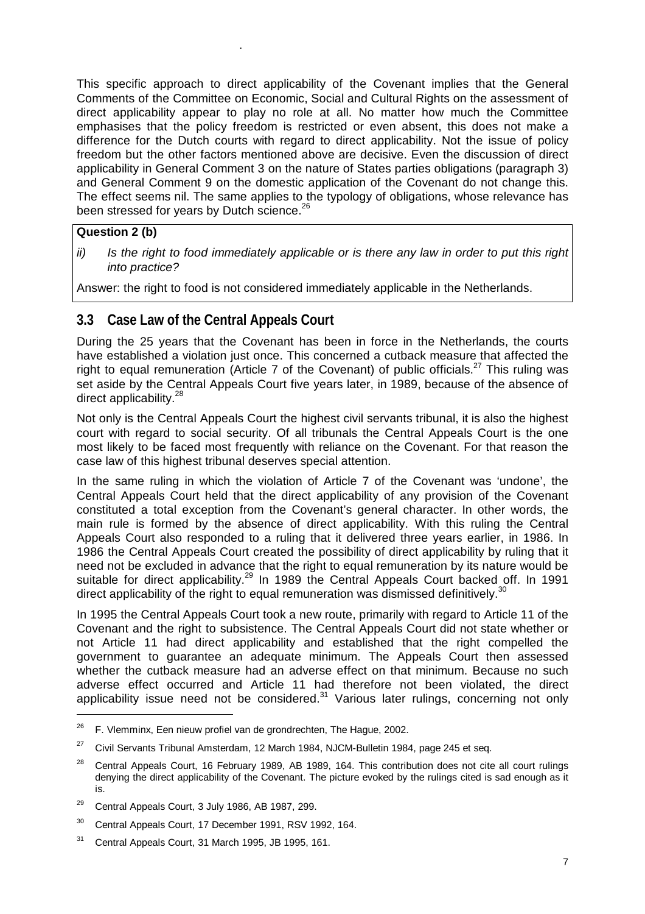This specific approach to direct applicability of the Covenant implies that the General Comments of the Committee on Economic, Social and Cultural Rights on the assessment of direct applicability appear to play no role at all. No matter how much the Committee emphasises that the policy freedom is restricted or even absent, this does not make a difference for the Dutch courts with regard to direct applicability. Not the issue of policy freedom but the other factors mentioned above are decisive. Even the discussion of direct applicability in General Comment 3 on the nature of States parties obligations (paragraph 3) and General Comment 9 on the domestic application of the Covenant do not change this. The effect seems nil. The same applies to the typology of obligations, whose relevance has been stressed for years by Dutch science.[26]

**Question 2 (b)**

*ii) Is the right to food immediately applicable or is there any law in order to put this right into practice?*

Answer: the right to food is not considered immediately applicable in the Netherlands.

## 3.3 Case Law of the Central Appeals Court

During the 25 years that the Covenant has been in force in the Netherlands, the courts have established a violation just once. This concerned a cutback measure that affected the right to equal remuneration (Article 7 of the Covenant) of public officials.[27] This ruling was set aside by the Central Appeals Court five years later, in 1989, because of the absence of direct applicability.[28]

Not only is the Central Appeals Court the highest civil servants tribunal, it is also the highest court with regard to social security. Of all tribunals the Central Appeals Court is the one most likely to be faced most frequently with reliance on the Covenant. For that reason the case law of this highest tribunal deserves special attention.

In the same ruling in which the violation of Article 7 of the Covenant was 'undone', the Central Appeals Court held that the direct applicability of any provision of the Covenant constituted a total exception from the Covenant's general character. In other words, the main rule is formed by the absence of direct applicability. With this ruling the Central Appeals Court also responded to a ruling that it delivered three years earlier, in 1986. In 1986 the Central Appeals Court created the possibility of direct applicability by ruling that it need not be excluded in advance that the right to equal remuneration by its nature would be suitable for direct applicability.[29] In 1989 the Central Appeals Court backed off. In 1991 direct applicability of the right to equal remuneration was dismissed definitively.[30]

In 1995 the Central Appeals Court took a new route, primarily with regard to Article 11 of the Covenant and the right to subsistence. The Central Appeals Court did not state whether or not Article 11 had direct applicability and established that the right compelled the government to guarantee an adequate minimum. The Appeals Court then assessed whether the cutback measure had an adverse effect on that minimum. Because no such adverse effect occurred and Article 11 had therefore not been violated, the direct applicability issue need not be considered.[31] Various later rulings, concerning not only

---

[26] F. Vlemminx, Een nieuw profiel van de grondrechten, The Hague, 2002.

[27] Civil Servants Tribunal Amsterdam, 12 March 1984, NJCM-Bulletin 1984, page 245 et seq.

[28] Central Appeals Court, 16 February 1989, AB 1989, 164. This contribution does not cite all court rulings denying the direct applicability of the Covenant. The picture evoked by the rulings cited is sad enough as it is.

[29] Central Appeals Court, 3 July 1986, AB 1987, 299.

[30] Central Appeals Court, 17 December 1991, RSV 1992, 164.

[31] Central Appeals Court, 31 March 1995, JB 1995, 161.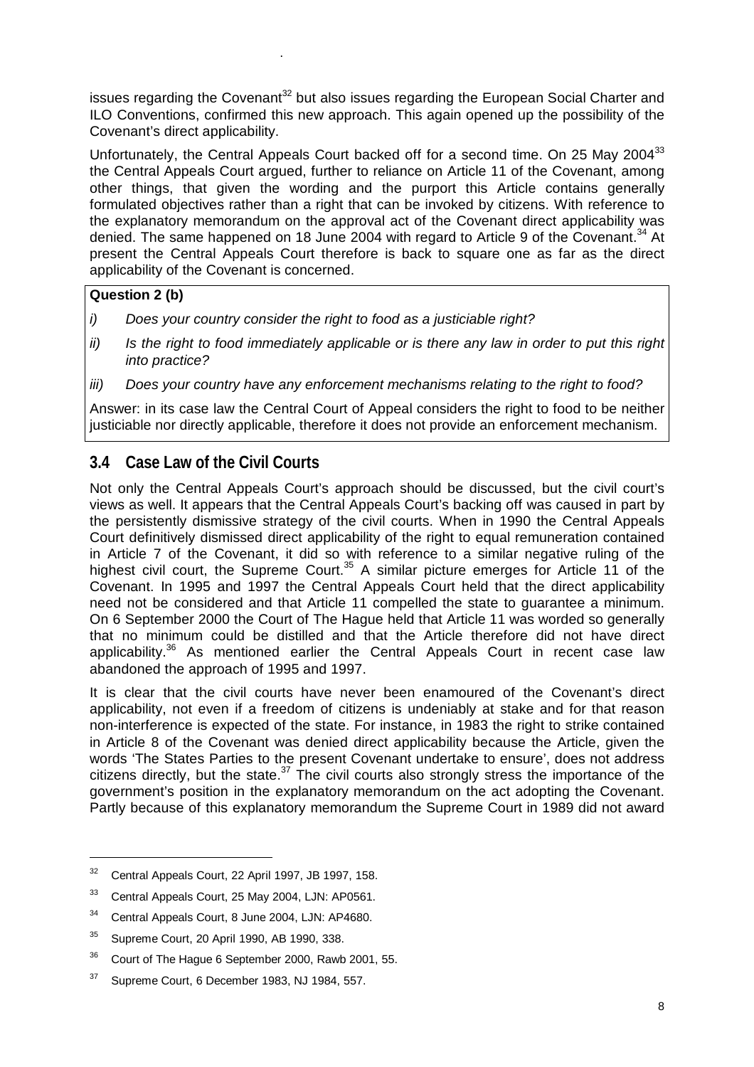issues regarding the Covenant[32] but also issues regarding the European Social Charter and ILO Conventions, confirmed this new approach. This again opened up the possibility of the Covenant's direct applicability.

Unfortunately, the Central Appeals Court backed off for a second time. On 25 May 2004[33] the Central Appeals Court argued, further to reliance on Article 11 of the Covenant, among other things, that given the wording and the purport this Article contains generally formulated objectives rather than a right that can be invoked by citizens. With reference to the explanatory memorandum on the approval act of the Covenant direct applicability was denied. The same happened on 18 June 2004 with regard to Article 9 of the Covenant.[34] At present the Central Appeals Court therefore is back to square one as far as the direct applicability of the Covenant is concerned.

**Question 2 (b)**

*i) Does your country consider the right to food as a justiciable right?*

*ii) Is the right to food immediately applicable or is there any law in order to put this right into practice?*

*iii) Does your country have any enforcement mechanisms relating to the right to food?*

Answer: in its case law the Central Court of Appeal considers the right to food to be neither justiciable nor directly applicable, therefore it does not provide an enforcement mechanism.

## 3.4 Case Law of the Civil Courts

Not only the Central Appeals Court's approach should be discussed, but the civil court's views as well. It appears that the Central Appeals Court's backing off was caused in part by the persistently dismissive strategy of the civil courts. When in 1990 the Central Appeals Court definitively dismissed direct applicability of the right to equal remuneration contained in Article 7 of the Covenant, it did so with reference to a similar negative ruling of the highest civil court, the Supreme Court.[35] A similar picture emerges for Article 11 of the Covenant. In 1995 and 1997 the Central Appeals Court held that the direct applicability need not be considered and that Article 11 compelled the state to guarantee a minimum. On 6 September 2000 the Court of The Hague held that Article 11 was worded so generally that no minimum could be distilled and that the Article therefore did not have direct applicability.[36] As mentioned earlier the Central Appeals Court in recent case law abandoned the approach of 1995 and 1997.

It is clear that the civil courts have never been enamoured of the Covenant's direct applicability, not even if a freedom of citizens is undeniably at stake and for that reason non-interference is expected of the state. For instance, in 1983 the right to strike contained in Article 8 of the Covenant was denied direct applicability because the Article, given the words 'The States Parties to the present Covenant undertake to ensure', does not address citizens directly, but the state.[37] The civil courts also strongly stress the importance of the government's position in the explanatory memorandum on the act adopting the Covenant. Partly because of this explanatory memorandum the Supreme Court in 1989 did not award

---

[32] Central Appeals Court, 22 April 1997, JB 1997, 158.

[33] Central Appeals Court, 25 May 2004, LJN: AP0561.

[34] Central Appeals Court, 8 June 2004, LJN: AP4680.

[35] Supreme Court, 20 April 1990, AB 1990, 338.

[36] Court of The Hague 6 September 2000, Rawb 2001, 55.

[37] Supreme Court, 6 December 1983, NJ 1984, 557.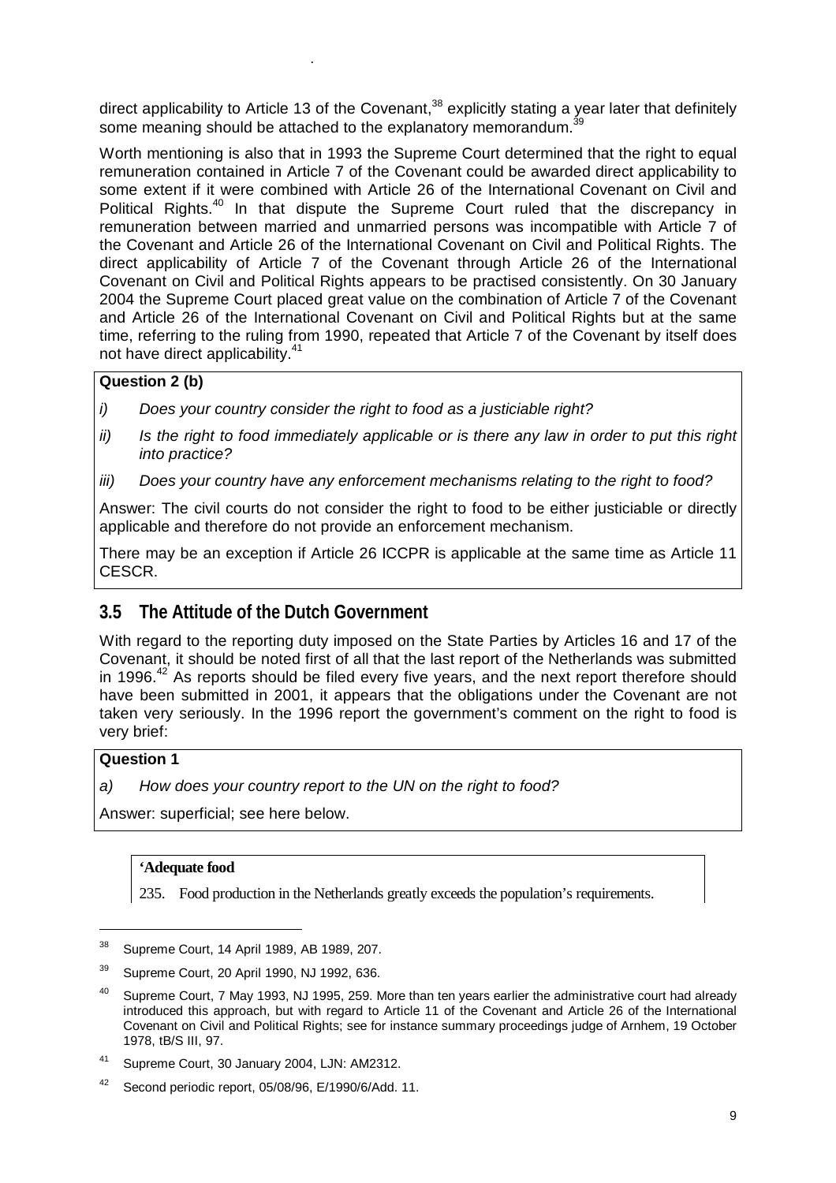direct applicability to Article 13 of the Covenant,[38] explicitly stating a year later that definitely some meaning should be attached to the explanatory memorandum.[39]

Worth mentioning is also that in 1993 the Supreme Court determined that the right to equal remuneration contained in Article 7 of the Covenant could be awarded direct applicability to some extent if it were combined with Article 26 of the International Covenant on Civil and Political Rights.[40] In that dispute the Supreme Court ruled that the discrepancy in remuneration between married and unmarried persons was incompatible with Article 7 of the Covenant and Article 26 of the International Covenant on Civil and Political Rights. The direct applicability of Article 7 of the Covenant through Article 26 of the International Covenant on Civil and Political Rights appears to be practised consistently. On 30 January 2004 the Supreme Court placed great value on the combination of Article 7 of the Covenant and Article 26 of the International Covenant on Civil and Political Rights but at the same time, referring to the ruling from 1990, repeated that Article 7 of the Covenant by itself does not have direct applicability.[41]

**Question 2 (b)**

*i) Does your country consider the right to food as a justiciable right?*

*ii) Is the right to food immediately applicable or is there any law in order to put this right into practice?*

*iii) Does your country have any enforcement mechanisms relating to the right to food?*

Answer: The civil courts do not consider the right to food to be either justiciable or directly applicable and therefore do not provide an enforcement mechanism.

There may be an exception if Article 26 ICCPR is applicable at the same time as Article 11 CESCR.

## 3.5 The Attitude of the Dutch Government

With regard to the reporting duty imposed on the State Parties by Articles 16 and 17 of the Covenant, it should be noted first of all that the last report of the Netherlands was submitted in 1996.[42] As reports should be filed every five years, and the next report therefore should have been submitted in 2001, it appears that the obligations under the Covenant are not taken very seriously. In the 1996 report the government's comment on the right to food is very brief:

**Question 1**

*a) How does your country report to the UN on the right to food?*

Answer: superficial; see here below.

> **'Adequate food**
>
> 235. Food production in the Netherlands greatly exceeds the population's requirements.

[38] Supreme Court, 14 April 1989, AB 1989, 207.

[39] Supreme Court, 20 April 1990, NJ 1992, 636.

[40] Supreme Court, 7 May 1993, NJ 1995, 259. More than ten years earlier the administrative court had already introduced this approach, but with regard to Article 11 of the Covenant and Article 26 of the International Covenant on Civil and Political Rights; see for instance summary proceedings judge of Arnhem, 19 October 1978, tB/S III, 97.

[41] Supreme Court, 30 January 2004, LJN: AM2312.

[42] Second periodic report, 05/08/96, E/1990/6/Add. 11.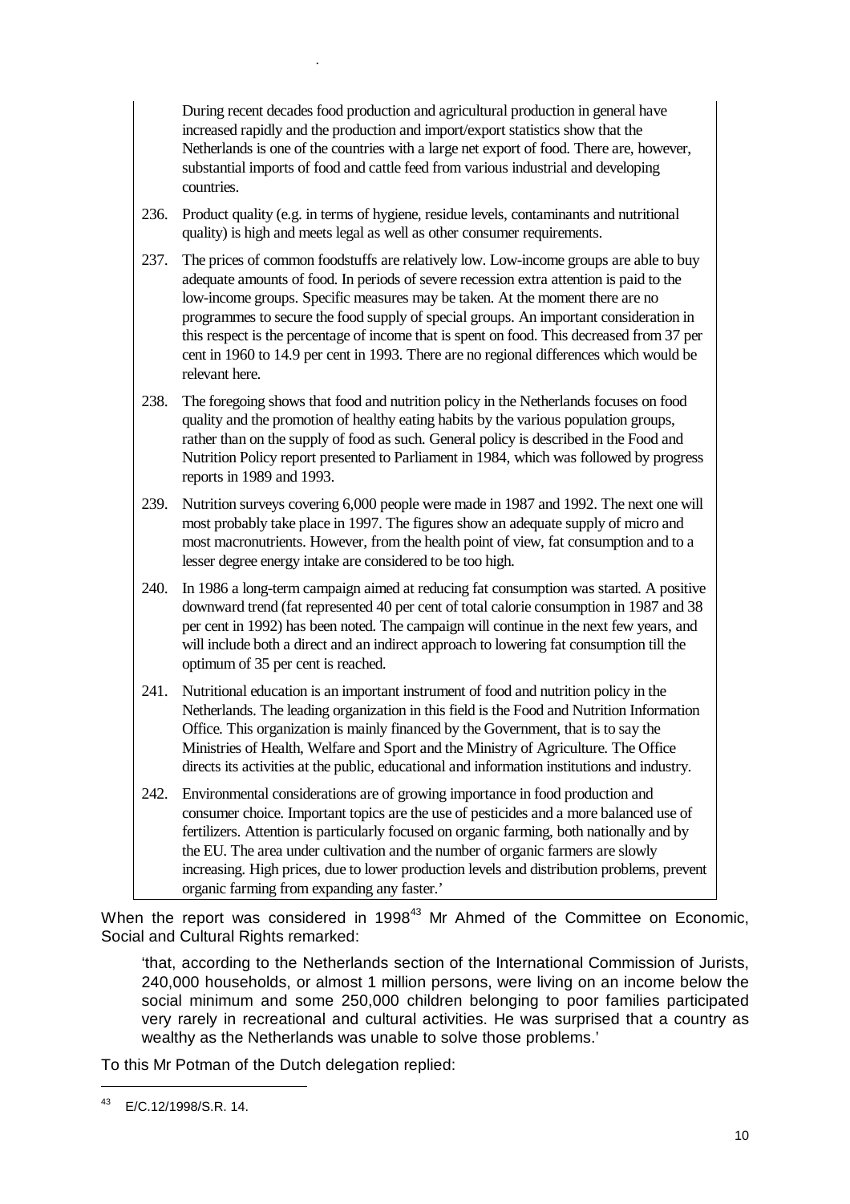During recent decades food production and agricultural production in general have increased rapidly and the production and import/export statistics show that the Netherlands is one of the countries with a large net export of food. There are, however, substantial imports of food and cattle feed from various industrial and developing countries.

236. Product quality (e.g. in terms of hygiene, residue levels, contaminants and nutritional quality) is high and meets legal as well as other consumer requirements.

237. The prices of common foodstuffs are relatively low. Low-income groups are able to buy adequate amounts of food. In periods of severe recession extra attention is paid to the low-income groups. Specific measures may be taken. At the moment there are no programmes to secure the food supply of special groups. An important consideration in this respect is the percentage of income that is spent on food. This decreased from 37 per cent in 1960 to 14.9 per cent in 1993. There are no regional differences which would be relevant here.

238. The foregoing shows that food and nutrition policy in the Netherlands focuses on food quality and the promotion of healthy eating habits by the various population groups, rather than on the supply of food as such. General policy is described in the Food and Nutrition Policy report presented to Parliament in 1984, which was followed by progress reports in 1989 and 1993.

239. Nutrition surveys covering 6,000 people were made in 1987 and 1992. The next one will most probably take place in 1997. The figures show an adequate supply of micro and most macronutrients. However, from the health point of view, fat consumption and to a lesser degree energy intake are considered to be too high.

240. In 1986 a long-term campaign aimed at reducing fat consumption was started. A positive downward trend (fat represented 40 per cent of total calorie consumption in 1987 and 38 per cent in 1992) has been noted. The campaign will continue in the next few years, and will include both a direct and an indirect approach to lowering fat consumption till the optimum of 35 per cent is reached.

241. Nutritional education is an important instrument of food and nutrition policy in the Netherlands. The leading organization in this field is the Food and Nutrition Information Office. This organization is mainly financed by the Government, that is to say the Ministries of Health, Welfare and Sport and the Ministry of Agriculture. The Office directs its activities at the public, educational and information institutions and industry.

242. Environmental considerations are of growing importance in food production and consumer choice. Important topics are the use of pesticides and a more balanced use of fertilizers. Attention is particularly focused on organic farming, both nationally and by the EU. The area under cultivation and the number of organic farmers are slowly increasing. High prices, due to lower production levels and distribution problems, prevent organic farming from expanding any faster.'

When the report was considered in 1998[43] Mr Ahmed of the Committee on Economic, Social and Cultural Rights remarked:

> 'that, according to the Netherlands section of the International Commission of Jurists, 240,000 households, or almost 1 million persons, were living on an income below the social minimum and some 250,000 children belonging to poor families participated very rarely in recreational and cultural activities. He was surprised that a country as wealthy as the Netherlands was unable to solve those problems.'

To this Mr Potman of the Dutch delegation replied:

---

[43] E/C.12/1998/S.R. 14.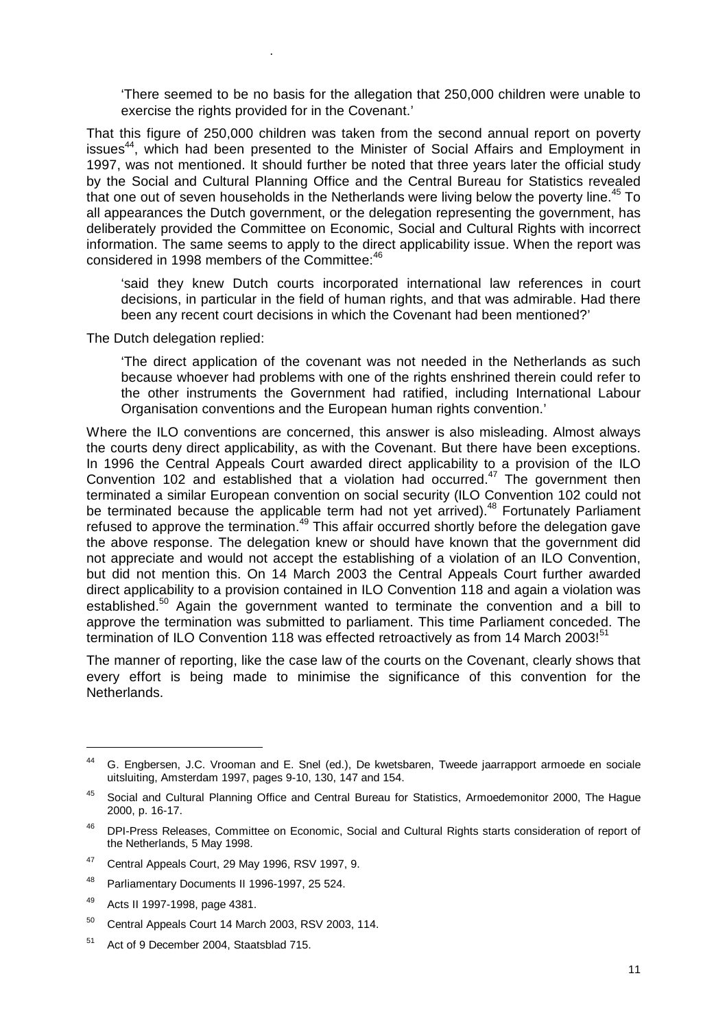> 'There seemed to be no basis for the allegation that 250,000 children were unable to exercise the rights provided for in the Covenant.'

That this figure of 250,000 children was taken from the second annual report on poverty issues[44], which had been presented to the Minister of Social Affairs and Employment in 1997, was not mentioned. It should further be noted that three years later the official study by the Social and Cultural Planning Office and the Central Bureau for Statistics revealed that one out of seven households in the Netherlands were living below the poverty line.[45] To all appearances the Dutch government, or the delegation representing the government, has deliberately provided the Committee on Economic, Social and Cultural Rights with incorrect information. The same seems to apply to the direct applicability issue. When the report was considered in 1998 members of the Committee:[46]

> 'said they knew Dutch courts incorporated international law references in court decisions, in particular in the field of human rights, and that was admirable. Had there been any recent court decisions in which the Covenant had been mentioned?'

The Dutch delegation replied:

> 'The direct application of the covenant was not needed in the Netherlands as such because whoever had problems with one of the rights enshrined therein could refer to the other instruments the Government had ratified, including International Labour Organisation conventions and the European human rights convention.'

Where the ILO conventions are concerned, this answer is also misleading. Almost always the courts deny direct applicability, as with the Covenant. But there have been exceptions. In 1996 the Central Appeals Court awarded direct applicability to a provision of the ILO Convention 102 and established that a violation had occurred.[47] The government then terminated a similar European convention on social security (ILO Convention 102 could not be terminated because the applicable term had not yet arrived).[48] Fortunately Parliament refused to approve the termination.[49] This affair occurred shortly before the delegation gave the above response. The delegation knew or should have known that the government did not appreciate and would not accept the establishing of a violation of an ILO Convention, but did not mention this. On 14 March 2003 the Central Appeals Court further awarded direct applicability to a provision contained in ILO Convention 118 and again a violation was established.[50] Again the government wanted to terminate the convention and a bill to approve the termination was submitted to parliament. This time Parliament conceded. The termination of ILO Convention 118 was effected retroactively as from 14 March 2003![51]

The manner of reporting, like the case law of the courts on the Covenant, clearly shows that every effort is being made to minimise the significance of this convention for the Netherlands.

---

[44] G. Engbersen, J.C. Vrooman and E. Snel (ed.), De kwetsbaren, Tweede jaarrapport armoede en sociale uitsluiting, Amsterdam 1997, pages 9-10, 130, 147 and 154.

[45] Social and Cultural Planning Office and Central Bureau for Statistics, Armoedemonitor 2000, The Hague 2000, p. 16-17.

[46] DPI-Press Releases, Committee on Economic, Social and Cultural Rights starts consideration of report of the Netherlands, 5 May 1998.

[47] Central Appeals Court, 29 May 1996, RSV 1997, 9.

[48] Parliamentary Documents II 1996-1997, 25 524.

[49] Acts II 1997-1998, page 4381.

[50] Central Appeals Court 14 March 2003, RSV 2003, 114.

[51] Act of 9 December 2004, Staatsblad 715.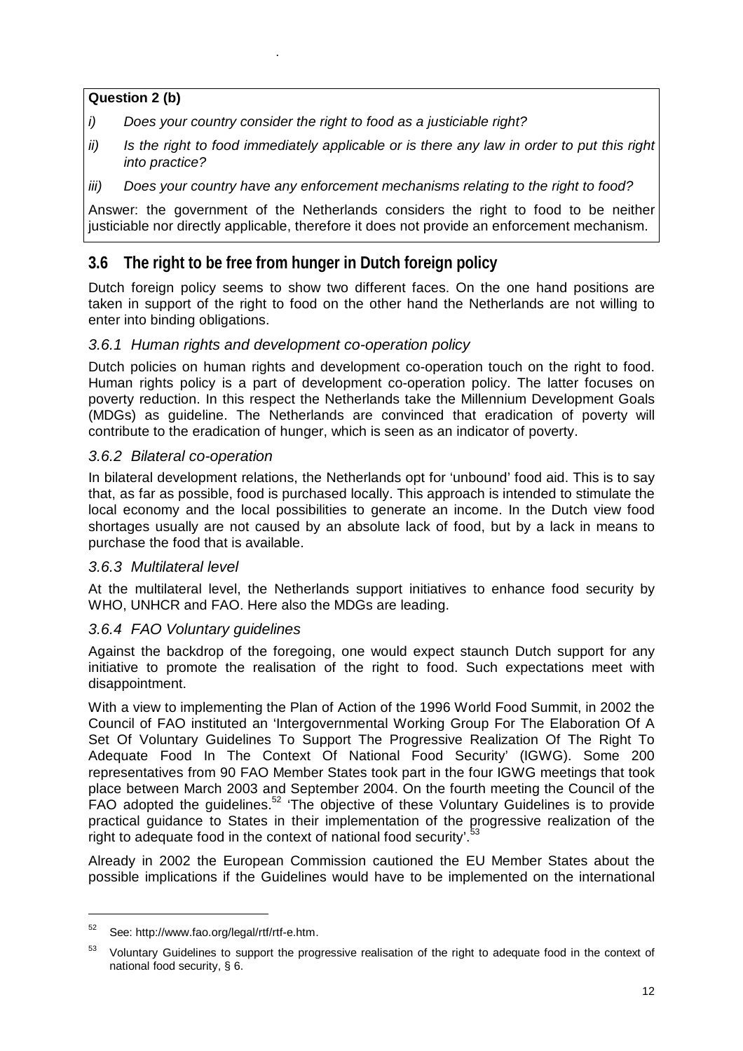**Question 2 (b)**

*i) Does your country consider the right to food as a justiciable right?*

*ii) Is the right to food immediately applicable or is there any law in order to put this right into practice?*

*iii) Does your country have any enforcement mechanisms relating to the right to food?*

Answer: the government of the Netherlands considers the right to food to be neither justiciable nor directly applicable, therefore it does not provide an enforcement mechanism.

## 3.6 The right to be free from hunger in Dutch foreign policy

Dutch foreign policy seems to show two different faces. On the one hand positions are taken in support of the right to food on the other hand the Netherlands are not willing to enter into binding obligations.

### *3.6.1 Human rights and development co-operation policy*

Dutch policies on human rights and development co-operation touch on the right to food. Human rights policy is a part of development co-operation policy. The latter focuses on poverty reduction. In this respect the Netherlands take the Millennium Development Goals (MDGs) as guideline. The Netherlands are convinced that eradication of poverty will contribute to the eradication of hunger, which is seen as an indicator of poverty.

### *3.6.2 Bilateral co-operation*

In bilateral development relations, the Netherlands opt for 'unbound' food aid. This is to say that, as far as possible, food is purchased locally. This approach is intended to stimulate the local economy and the local possibilities to generate an income. In the Dutch view food shortages usually are not caused by an absolute lack of food, but by a lack in means to purchase the food that is available.

### *3.6.3 Multilateral level*

At the multilateral level, the Netherlands support initiatives to enhance food security by WHO, UNHCR and FAO. Here also the MDGs are leading.

### *3.6.4 FAO Voluntary guidelines*

Against the backdrop of the foregoing, one would expect staunch Dutch support for any initiative to promote the realisation of the right to food. Such expectations meet with disappointment.

With a view to implementing the Plan of Action of the 1996 World Food Summit, in 2002 the Council of FAO instituted an 'Intergovernmental Working Group For The Elaboration Of A Set Of Voluntary Guidelines To Support The Progressive Realization Of The Right To Adequate Food In The Context Of National Food Security' (IGWG). Some 200 representatives from 90 FAO Member States took part in the four IGWG meetings that took place between March 2003 and September 2004. On the fourth meeting the Council of the FAO adopted the guidelines.[52] 'The objective of these Voluntary Guidelines is to provide practical guidance to States in their implementation of the progressive realization of the right to adequate food in the context of national food security'.[53]

Already in 2002 the European Commission cautioned the EU Member States about the possible implications if the Guidelines would have to be implemented on the international

---

[52] See: http://www.fao.org/legal/rtf/rtf-e.htm.

[53] Voluntary Guidelines to support the progressive realisation of the right to adequate food in the context of national food security, § 6.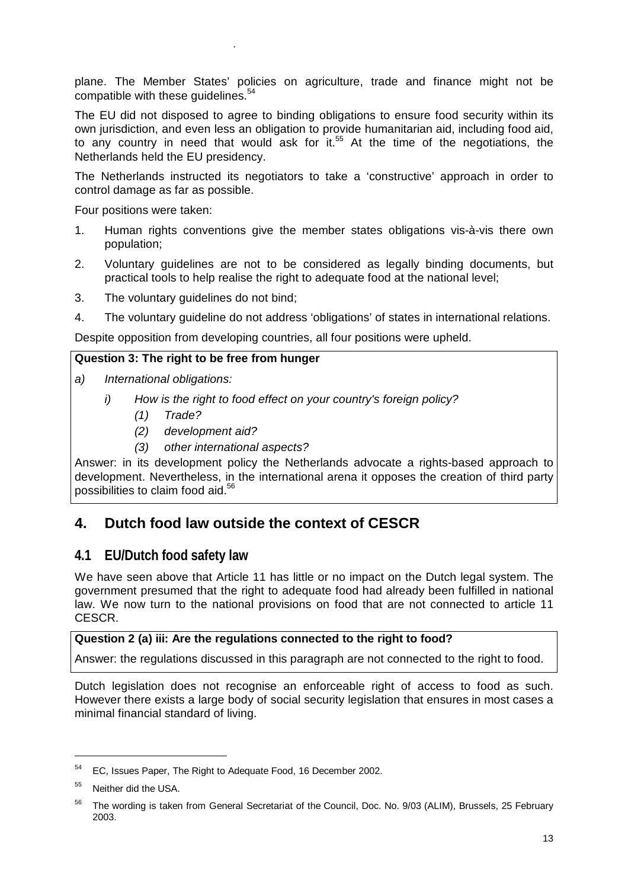plane. The Member States' policies on agriculture, trade and finance might not be compatible with these guidelines.[54]

The EU did not disposed to agree to binding obligations to ensure food security within its own jurisdiction, and even less an obligation to provide humanitarian aid, including food aid, to any country in need that would ask for it.[55] At the time of the negotiations, the Netherlands held the EU presidency.

The Netherlands instructed its negotiators to take a 'constructive' approach in order to control damage as far as possible.

Four positions were taken:

1. Human rights conventions give the member states obligations vis-à-vis there own population;
2. Voluntary guidelines are not to be considered as legally binding documents, but practical tools to help realise the right to adequate food at the national level;
3. The voluntary guidelines do not bind;
4. The voluntary guideline do not address 'obligations' of states in international relations.

Despite opposition from developing countries, all four positions were upheld.

**Question 3: The right to be free from hunger**

*a) International obligations:*

*i) How is the right to food effect on your country's foreign policy?*

*(1) Trade?*

*(2) development aid?*

*(3) other international aspects?*

Answer: in its development policy the Netherlands advocate a rights-based approach to development. Nevertheless, in the international arena it opposes the creation of third party possibilities to claim food aid.[56]

## 4. Dutch food law outside the context of CESCR

### 4.1 EU/Dutch food safety law

We have seen above that Article 11 has little or no impact on the Dutch legal system. The government presumed that the right to adequate food had already been fulfilled in national law. We now turn to the national provisions on food that are not connected to article 11 CESCR.

**Question 2 (a) iii: Are the regulations connected to the right to food?**

Answer: the regulations discussed in this paragraph are not connected to the right to food.

Dutch legislation does not recognise an enforceable right of access to food as such. However there exists a large body of social security legislation that ensures in most cases a minimal financial standard of living.

---

[54] EC, Issues Paper, The Right to Adequate Food, 16 December 2002.

[55] Neither did the USA.

[56] The wording is taken from General Secretariat of the Council, Doc. No. 9/03 (ALIM), Brussels, 25 February 2003.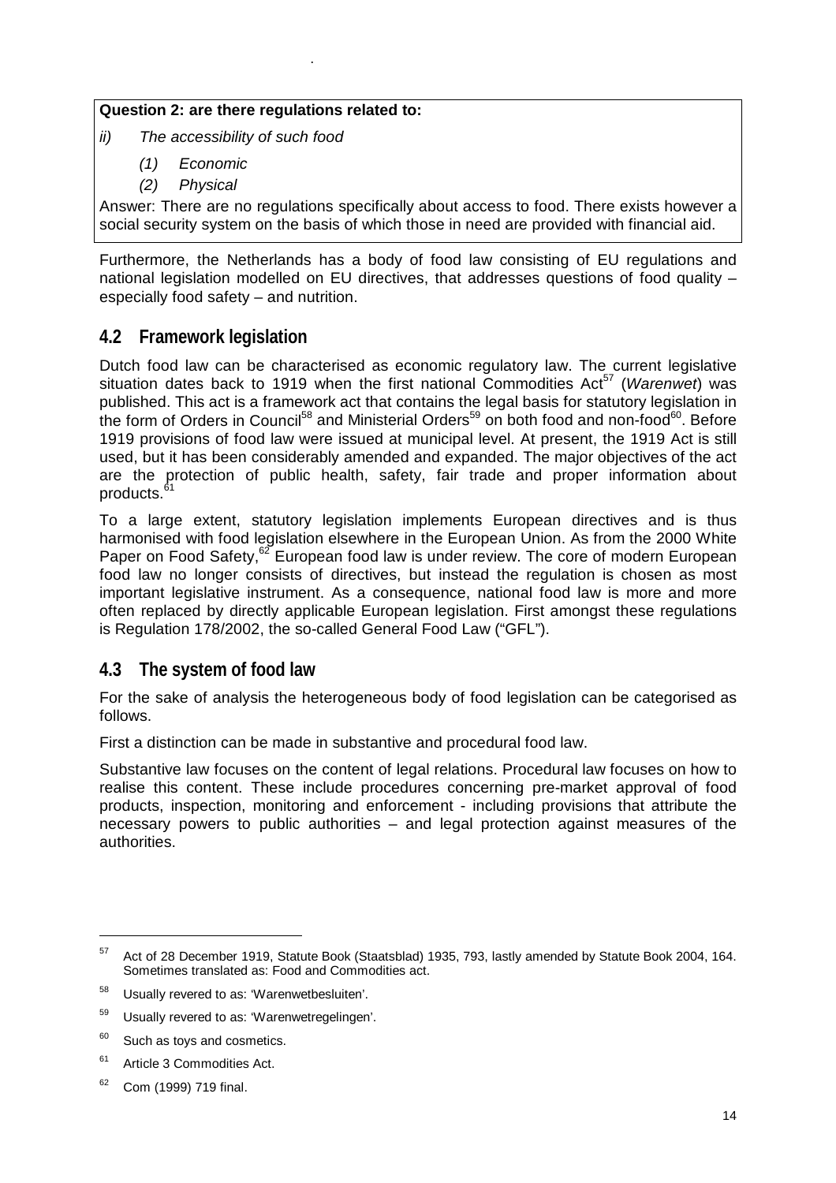**Question 2: are there regulations related to:**

*ii) The accessibility of such food*

*(1) Economic*

*(2) Physical*

Answer: There are no regulations specifically about access to food. There exists however a social security system on the basis of which those in need are provided with financial aid.

Furthermore, the Netherlands has a body of food law consisting of EU regulations and national legislation modelled on EU directives, that addresses questions of food quality – especially food safety – and nutrition.

## 4.2 Framework legislation

Dutch food law can be characterised as economic regulatory law. The current legislative situation dates back to 1919 when the first national Commodities Act[57] (*Warenwet*) was published. This act is a framework act that contains the legal basis for statutory legislation in the form of Orders in Council[58] and Ministerial Orders[59] on both food and non-food[60]. Before 1919 provisions of food law were issued at municipal level. At present, the 1919 Act is still used, but it has been considerably amended and expanded. The major objectives of the act are the protection of public health, safety, fair trade and proper information about products.[61]

To a large extent, statutory legislation implements European directives and is thus harmonised with food legislation elsewhere in the European Union. As from the 2000 White Paper on Food Safety,[62] European food law is under review. The core of modern European food law no longer consists of directives, but instead the regulation is chosen as most important legislative instrument. As a consequence, national food law is more and more often replaced by directly applicable European legislation. First amongst these regulations is Regulation 178/2002, the so-called General Food Law ("GFL").

## 4.3 The system of food law

For the sake of analysis the heterogeneous body of food legislation can be categorised as follows.

First a distinction can be made in substantive and procedural food law.

Substantive law focuses on the content of legal relations. Procedural law focuses on how to realise this content. These include procedures concerning pre-market approval of food products, inspection, monitoring and enforcement - including provisions that attribute the necessary powers to public authorities – and legal protection against measures of the authorities.

---

[57] Act of 28 December 1919, Statute Book (Staatsblad) 1935, 793, lastly amended by Statute Book 2004, 164. Sometimes translated as: Food and Commodities act.

[58] Usually revered to as: 'Warenwetbesluiten'.

[59] Usually revered to as: 'Warenwetregelingen'.

[60] Such as toys and cosmetics.

[61] Article 3 Commodities Act.

[62] Com (1999) 719 final.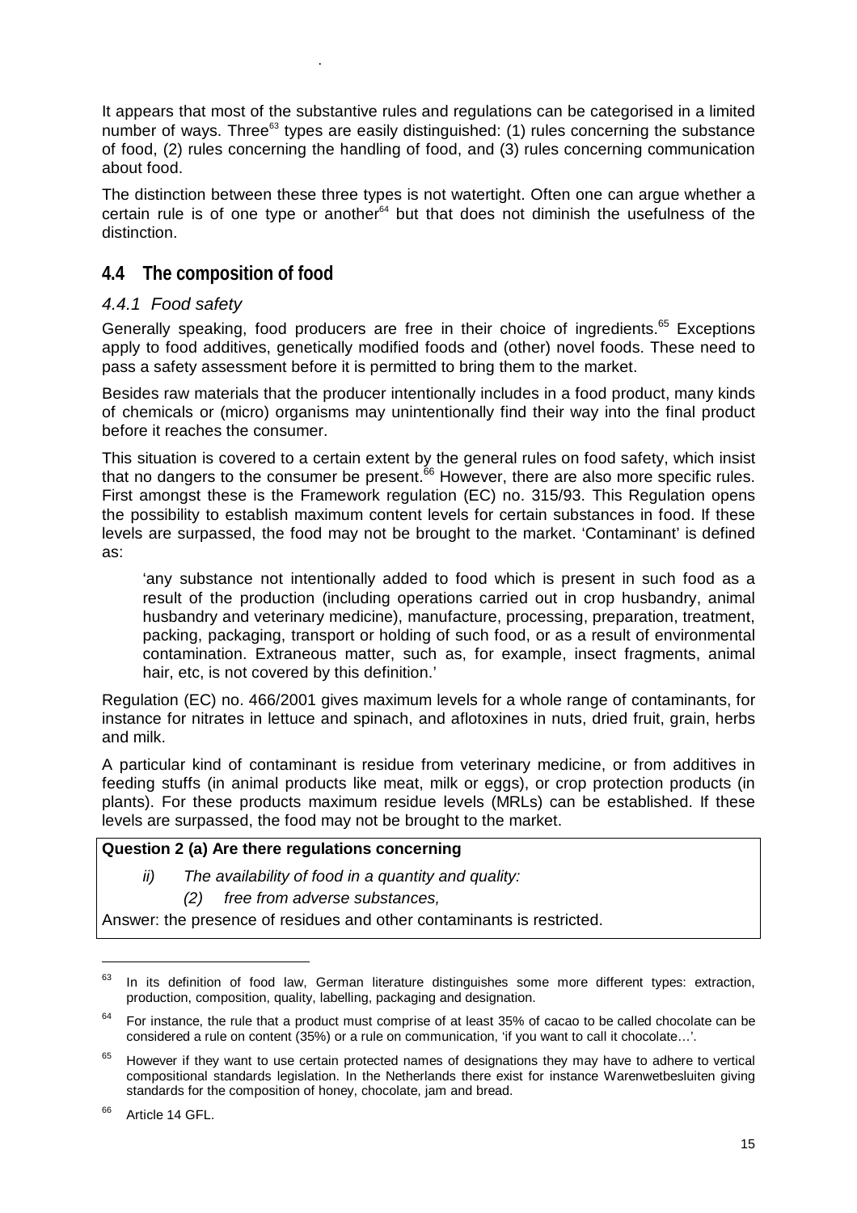It appears that most of the substantive rules and regulations can be categorised in a limited number of ways. Three[63] types are easily distinguished: (1) rules concerning the substance of food, (2) rules concerning the handling of food, and (3) rules concerning communication about food.

The distinction between these three types is not watertight. Often one can argue whether a certain rule is of one type or another[64] but that does not diminish the usefulness of the distinction.

## 4.4 The composition of food

### *4.4.1 Food safety*

Generally speaking, food producers are free in their choice of ingredients.[65] Exceptions apply to food additives, genetically modified foods and (other) novel foods. These need to pass a safety assessment before it is permitted to bring them to the market.

Besides raw materials that the producer intentionally includes in a food product, many kinds of chemicals or (micro) organisms may unintentionally find their way into the final product before it reaches the consumer.

This situation is covered to a certain extent by the general rules on food safety, which insist that no dangers to the consumer be present.[66] However, there are also more specific rules. First amongst these is the Framework regulation (EC) no. 315/93. This Regulation opens the possibility to establish maximum content levels for certain substances in food. If these levels are surpassed, the food may not be brought to the market. 'Contaminant' is defined as:

> 'any substance not intentionally added to food which is present in such food as a result of the production (including operations carried out in crop husbandry, animal husbandry and veterinary medicine), manufacture, processing, preparation, treatment, packing, packaging, transport or holding of such food, or as a result of environmental contamination. Extraneous matter, such as, for example, insect fragments, animal hair, etc, is not covered by this definition.'

Regulation (EC) no. 466/2001 gives maximum levels for a whole range of contaminants, for instance for nitrates in lettuce and spinach, and aflotoxines in nuts, dried fruit, grain, herbs and milk.

A particular kind of contaminant is residue from veterinary medicine, or from additives in feeding stuffs (in animal products like meat, milk or eggs), or crop protection products (in plants). For these products maximum residue levels (MRLs) can be established. If these levels are surpassed, the food may not be brought to the market.

**Question 2 (a) Are there regulations concerning**

*ii) The availability of food in a quantity and quality:*

*(2) free from adverse substances,*

Answer: the presence of residues and other contaminants is restricted.

---

[63] In its definition of food law, German literature distinguishes some more different types: extraction, production, composition, quality, labelling, packaging and designation.

[64] For instance, the rule that a product must comprise of at least 35% of cacao to be called chocolate can be considered a rule on content (35%) or a rule on communication, 'if you want to call it chocolate…'.

[65] However if they want to use certain protected names of designations they may have to adhere to vertical compositional standards legislation. In the Netherlands there exist for instance Warenwetbesluiten giving standards for the composition of honey, chocolate, jam and bread.

[66] Article 14 GFL.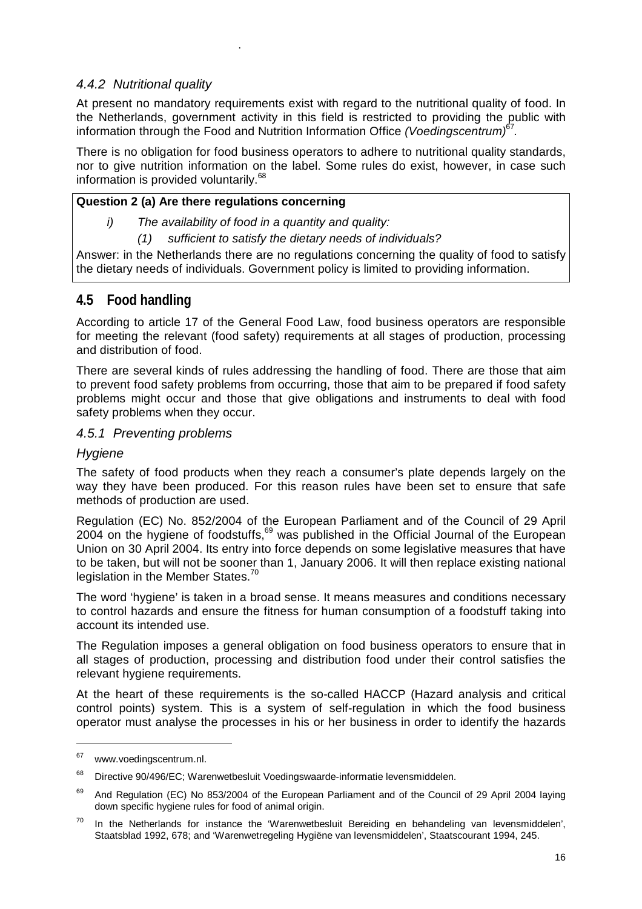### 4.4.2 Nutritional quality

At present no mandatory requirements exist with regard to the nutritional quality of food. In the Netherlands, government activity in this field is restricted to providing the public with information through the Food and Nutrition Information Office *(Voedingscentrum)*[67].

There is no obligation for food business operators to adhere to nutritional quality standards, nor to give nutrition information on the label. Some rules do exist, however, in case such information is provided voluntarily.[68]

> **Question 2 (a) Are there regulations concerning**
>
> *i) The availability of food in a quantity and quality:*
>
> *(1) sufficient to satisfy the dietary needs of individuals?*
>
> Answer: in the Netherlands there are no regulations concerning the quality of food to satisfy the dietary needs of individuals. Government policy is limited to providing information.

## 4.5 Food handling

According to article 17 of the General Food Law, food business operators are responsible for meeting the relevant (food safety) requirements at all stages of production, processing and distribution of food.

There are several kinds of rules addressing the handling of food. There are those that aim to prevent food safety problems from occurring, those that aim to be prepared if food safety problems might occur and those that give obligations and instruments to deal with food safety problems when they occur.

### 4.5.1 Preventing problems

*Hygiene*

The safety of food products when they reach a consumer's plate depends largely on the way they have been produced. For this reason rules have been set to ensure that safe methods of production are used.

Regulation (EC) No. 852/2004 of the European Parliament and of the Council of 29 April 2004 on the hygiene of foodstuffs,[69] was published in the Official Journal of the European Union on 30 April 2004. Its entry into force depends on some legislative measures that have to be taken, but will not be sooner than 1, January 2006. It will then replace existing national legislation in the Member States.[70]

The word 'hygiene' is taken in a broad sense. It means measures and conditions necessary to control hazards and ensure the fitness for human consumption of a foodstuff taking into account its intended use.

The Regulation imposes a general obligation on food business operators to ensure that in all stages of production, processing and distribution food under their control satisfies the relevant hygiene requirements.

At the heart of these requirements is the so-called HACCP (Hazard analysis and critical control points) system. This is a system of self-regulation in which the food business operator must analyse the processes in his or her business in order to identify the hazards

---

[67] www.voedingscentrum.nl.

[68] Directive 90/496/EC; Warenwetbesluit Voedingswaarde-informatie levensmiddelen.

[69] And Regulation (EC) No 853/2004 of the European Parliament and of the Council of 29 April 2004 laying down specific hygiene rules for food of animal origin.

[70] In the Netherlands for instance the 'Warenwetbesluit Bereiding en behandeling van levensmiddelen', Staatsblad 1992, 678; and 'Warenwetregeling Hygiëne van levensmiddelen', Staatscourant 1994, 245.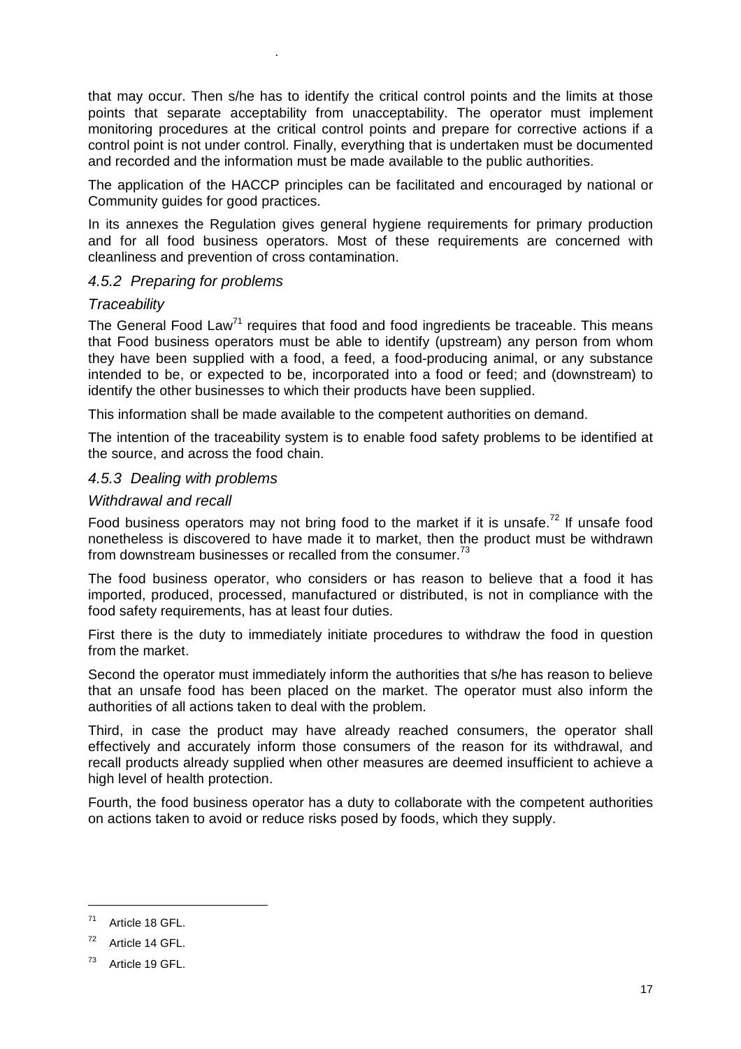that may occur. Then s/he has to identify the critical control points and the limits at those points that separate acceptability from unacceptability. The operator must implement monitoring procedures at the critical control points and prepare for corrective actions if a control point is not under control. Finally, everything that is undertaken must be documented and recorded and the information must be made available to the public authorities.

The application of the HACCP principles can be facilitated and encouraged by national or Community guides for good practices.

In its annexes the Regulation gives general hygiene requirements for primary production and for all food business operators. Most of these requirements are concerned with cleanliness and prevention of cross contamination.

### *4.5.2 Preparing for problems*

#### *Traceability*

The General Food Law[71] requires that food and food ingredients be traceable. This means that Food business operators must be able to identify (upstream) any person from whom they have been supplied with a food, a feed, a food-producing animal, or any substance intended to be, or expected to be, incorporated into a food or feed; and (downstream) to identify the other businesses to which their products have been supplied.

This information shall be made available to the competent authorities on demand.

The intention of the traceability system is to enable food safety problems to be identified at the source, and across the food chain.

### *4.5.3 Dealing with problems*

#### *Withdrawal and recall*

Food business operators may not bring food to the market if it is unsafe.[72] If unsafe food nonetheless is discovered to have made it to market, then the product must be withdrawn from downstream businesses or recalled from the consumer.[73]

The food business operator, who considers or has reason to believe that a food it has imported, produced, processed, manufactured or distributed, is not in compliance with the food safety requirements, has at least four duties.

First there is the duty to immediately initiate procedures to withdraw the food in question from the market.

Second the operator must immediately inform the authorities that s/he has reason to believe that an unsafe food has been placed on the market. The operator must also inform the authorities of all actions taken to deal with the problem.

Third, in case the product may have already reached consumers, the operator shall effectively and accurately inform those consumers of the reason for its withdrawal, and recall products already supplied when other measures are deemed insufficient to achieve a high level of health protection.

Fourth, the food business operator has a duty to collaborate with the competent authorities on actions taken to avoid or reduce risks posed by foods, which they supply.

---

[71] Article 18 GFL.

[72] Article 14 GFL.

[73] Article 19 GFL.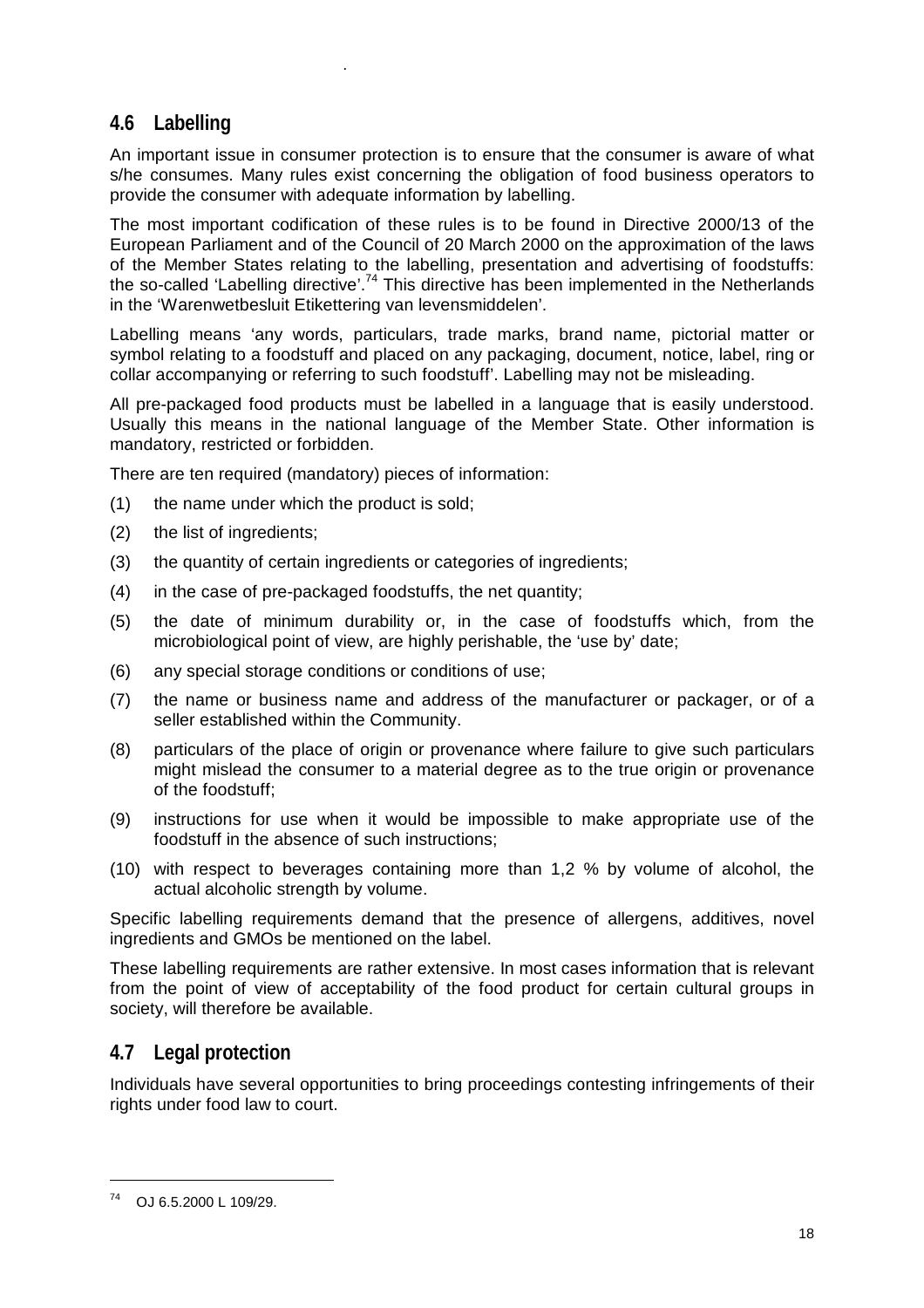## 4.6 Labelling

An important issue in consumer protection is to ensure that the consumer is aware of what s/he consumes. Many rules exist concerning the obligation of food business operators to provide the consumer with adequate information by labelling.

The most important codification of these rules is to be found in Directive 2000/13 of the European Parliament and of the Council of 20 March 2000 on the approximation of the laws of the Member States relating to the labelling, presentation and advertising of foodstuffs: the so-called 'Labelling directive'.[74] This directive has been implemented in the Netherlands in the 'Warenwetbesluit Etikettering van levensmiddelen'.

Labelling means 'any words, particulars, trade marks, brand name, pictorial matter or symbol relating to a foodstuff and placed on any packaging, document, notice, label, ring or collar accompanying or referring to such foodstuff'. Labelling may not be misleading.

All pre-packaged food products must be labelled in a language that is easily understood. Usually this means in the national language of the Member State. Other information is mandatory, restricted or forbidden.

There are ten required (mandatory) pieces of information:

(1) the name under which the product is sold;

(2) the list of ingredients;

(3) the quantity of certain ingredients or categories of ingredients;

(4) in the case of pre-packaged foodstuffs, the net quantity;

(5) the date of minimum durability or, in the case of foodstuffs which, from the microbiological point of view, are highly perishable, the 'use by' date;

(6) any special storage conditions or conditions of use;

(7) the name or business name and address of the manufacturer or packager, or of a seller established within the Community.

(8) particulars of the place of origin or provenance where failure to give such particulars might mislead the consumer to a material degree as to the true origin or provenance of the foodstuff;

(9) instructions for use when it would be impossible to make appropriate use of the foodstuff in the absence of such instructions;

(10) with respect to beverages containing more than 1,2 % by volume of alcohol, the actual alcoholic strength by volume.

Specific labelling requirements demand that the presence of allergens, additives, novel ingredients and GMOs be mentioned on the label.

These labelling requirements are rather extensive. In most cases information that is relevant from the point of view of acceptability of the food product for certain cultural groups in society, will therefore be available.

## 4.7 Legal protection

Individuals have several opportunities to bring proceedings contesting infringements of their rights under food law to court.

---

[74] OJ 6.5.2000 L 109/29.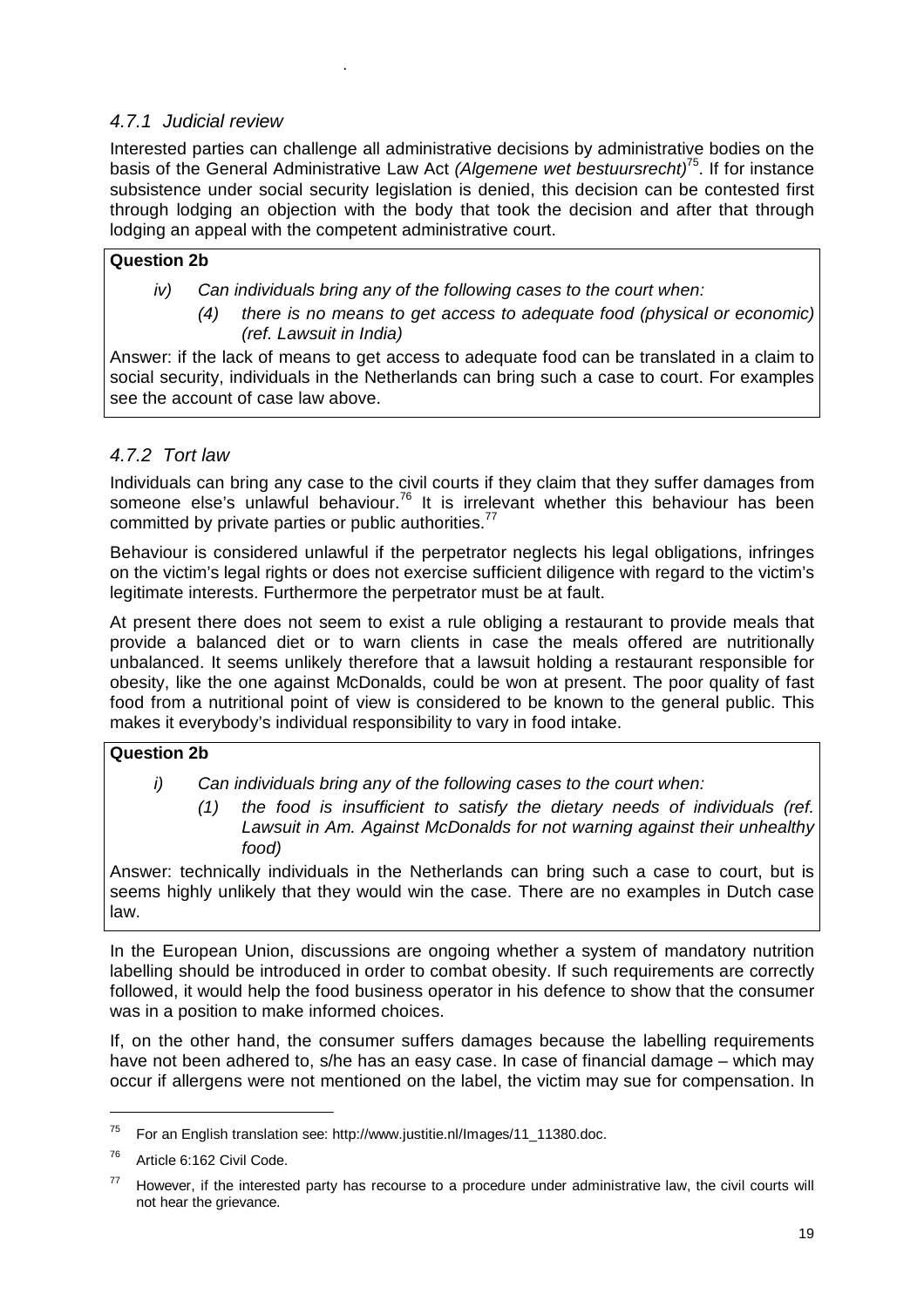### *4.7.1 Judicial review*

Interested parties can challenge all administrative decisions by administrative bodies on the basis of the General Administrative Law Act *(Algemene wet bestuursrecht)*[75]. If for instance subsistence under social security legislation is denied, this decision can be contested first through lodging an objection with the body that took the decision and after that through lodging an appeal with the competent administrative court.

> **Question 2b**
>
> *iv) Can individuals bring any of the following cases to the court when:*
>
> *(4) there is no means to get access to adequate food (physical or economic) (ref. Lawsuit in India)*
>
> Answer: if the lack of means to get access to adequate food can be translated in a claim to social security, individuals in the Netherlands can bring such a case to court. For examples see the account of case law above.

### *4.7.2 Tort law*

Individuals can bring any case to the civil courts if they claim that they suffer damages from someone else's unlawful behaviour.[76] It is irrelevant whether this behaviour has been committed by private parties or public authorities.[77]

Behaviour is considered unlawful if the perpetrator neglects his legal obligations, infringes on the victim's legal rights or does not exercise sufficient diligence with regard to the victim's legitimate interests. Furthermore the perpetrator must be at fault.

At present there does not seem to exist a rule obliging a restaurant to provide meals that provide a balanced diet or to warn clients in case the meals offered are nutritionally unbalanced. It seems unlikely therefore that a lawsuit holding a restaurant responsible for obesity, like the one against McDonalds, could be won at present. The poor quality of fast food from a nutritional point of view is considered to be known to the general public. This makes it everybody's individual responsibility to vary in food intake.

> **Question 2b**
>
> *i) Can individuals bring any of the following cases to the court when:*
>
> *(1) the food is insufficient to satisfy the dietary needs of individuals (ref. Lawsuit in Am. Against McDonalds for not warning against their unhealthy food)*
>
> Answer: technically individuals in the Netherlands can bring such a case to court, but is seems highly unlikely that they would win the case. There are no examples in Dutch case law.

In the European Union, discussions are ongoing whether a system of mandatory nutrition labelling should be introduced in order to combat obesity. If such requirements are correctly followed, it would help the food business operator in his defence to show that the consumer was in a position to make informed choices.

If, on the other hand, the consumer suffers damages because the labelling requirements have not been adhered to, s/he has an easy case. In case of financial damage – which may occur if allergens were not mentioned on the label, the victim may sue for compensation. In

---

[75] For an English translation see: http://www.justitie.nl/Images/11_11380.doc.

[76] Article 6:162 Civil Code.

[77] However, if the interested party has recourse to a procedure under administrative law, the civil courts will not hear the grievance.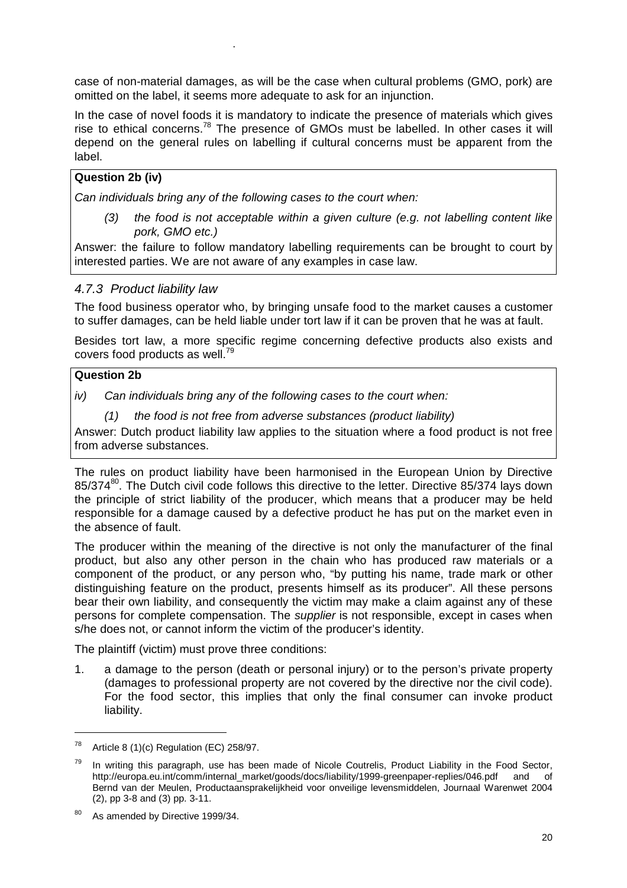case of non-material damages, as will be the case when cultural problems (GMO, pork) are omitted on the label, it seems more adequate to ask for an injunction.

In the case of novel foods it is mandatory to indicate the presence of materials which gives rise to ethical concerns.[78] The presence of GMOs must be labelled. In other cases it will depend on the general rules on labelling if cultural concerns must be apparent from the label.

**Question 2b (iv)**

*Can individuals bring any of the following cases to the court when:*

> *(3) the food is not acceptable within a given culture (e.g. not labelling content like pork, GMO etc.)*

Answer: the failure to follow mandatory labelling requirements can be brought to court by interested parties. We are not aware of any examples in case law.

### *4.7.3 Product liability law*

The food business operator who, by bringing unsafe food to the market causes a customer to suffer damages, can be held liable under tort law if it can be proven that he was at fault.

Besides tort law, a more specific regime concerning defective products also exists and covers food products as well.[79]

**Question 2b**

*iv) Can individuals bring any of the following cases to the court when:*

> *(1) the food is not free from adverse substances (product liability)*

Answer: Dutch product liability law applies to the situation where a food product is not free from adverse substances.

The rules on product liability have been harmonised in the European Union by Directive 85/374[80]. The Dutch civil code follows this directive to the letter. Directive 85/374 lays down the principle of strict liability of the producer, which means that a producer may be held responsible for a damage caused by a defective product he has put on the market even in the absence of fault.

The producer within the meaning of the directive is not only the manufacturer of the final product, but also any other person in the chain who has produced raw materials or a component of the product, or any person who, "by putting his name, trade mark or other distinguishing feature on the product, presents himself as its producer". All these persons bear their own liability, and consequently the victim may make a claim against any of these persons for complete compensation. The *supplier* is not responsible, except in cases when s/he does not, or cannot inform the victim of the producer's identity.

The plaintiff (victim) must prove three conditions:

1. a damage to the person (death or personal injury) or to the person's private property (damages to professional property are not covered by the directive nor the civil code). For the food sector, this implies that only the final consumer can invoke product liability.

---

[78] Article 8 (1)(c) Regulation (EC) 258/97.

[79] In writing this paragraph, use has been made of Nicole Coutrelis, Product Liability in the Food Sector, http://europa.eu.int/comm/internal_market/goods/docs/liability/1999-greenpaper-replies/046.pdf and of Bernd van der Meulen, Productaansprakelijkheid voor onveilige levensmiddelen, Journaal Warenwet 2004 (2), pp 3-8 and (3) pp. 3-11.

[80] As amended by Directive 1999/34.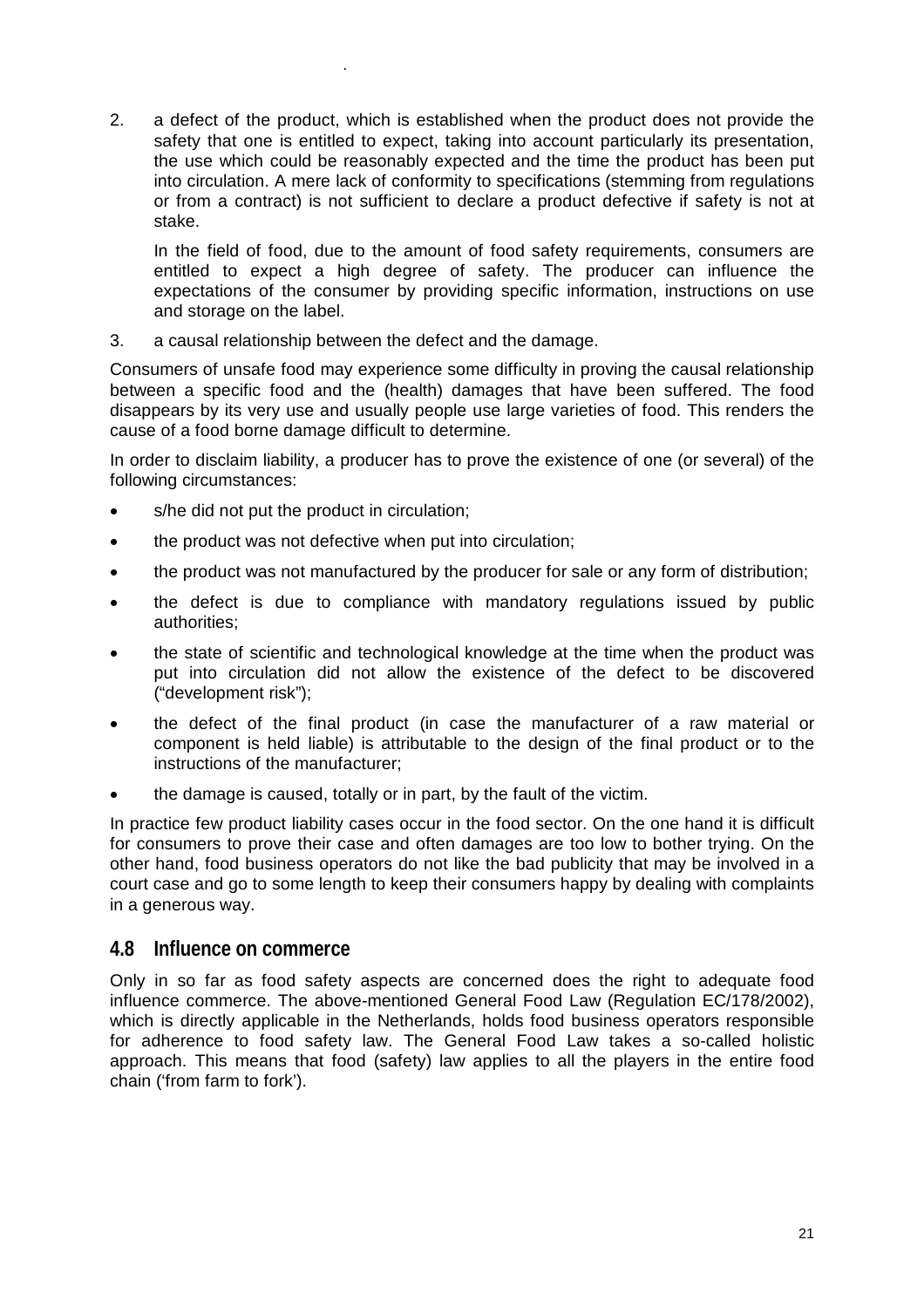2. a defect of the product, which is established when the product does not provide the safety that one is entitled to expect, taking into account particularly its presentation, the use which could be reasonably expected and the time the product has been put into circulation. A mere lack of conformity to specifications (stemming from regulations or from a contract) is not sufficient to declare a product defective if safety is not at stake.

   In the field of food, due to the amount of food safety requirements, consumers are entitled to expect a high degree of safety. The producer can influence the expectations of the consumer by providing specific information, instructions on use and storage on the label.

3. a causal relationship between the defect and the damage.

Consumers of unsafe food may experience some difficulty in proving the causal relationship between a specific food and the (health) damages that have been suffered. The food disappears by its very use and usually people use large varieties of food. This renders the cause of a food borne damage difficult to determine.

In order to disclaim liability, a producer has to prove the existence of one (or several) of the following circumstances:

- s/he did not put the product in circulation;
- the product was not defective when put into circulation;
- the product was not manufactured by the producer for sale or any form of distribution;
- the defect is due to compliance with mandatory regulations issued by public authorities;
- the state of scientific and technological knowledge at the time when the product was put into circulation did not allow the existence of the defect to be discovered ("development risk");
- the defect of the final product (in case the manufacturer of a raw material or component is held liable) is attributable to the design of the final product or to the instructions of the manufacturer;
- the damage is caused, totally or in part, by the fault of the victim.

In practice few product liability cases occur in the food sector. On the one hand it is difficult for consumers to prove their case and often damages are too low to bother trying. On the other hand, food business operators do not like the bad publicity that may be involved in a court case and go to some length to keep their consumers happy by dealing with complaints in a generous way.

## 4.8 Influence on commerce

Only in so far as food safety aspects are concerned does the right to adequate food influence commerce. The above-mentioned General Food Law (Regulation EC/178/2002), which is directly applicable in the Netherlands, holds food business operators responsible for adherence to food safety law. The General Food Law takes a so-called holistic approach. This means that food (safety) law applies to all the players in the entire food chain ('from farm to fork').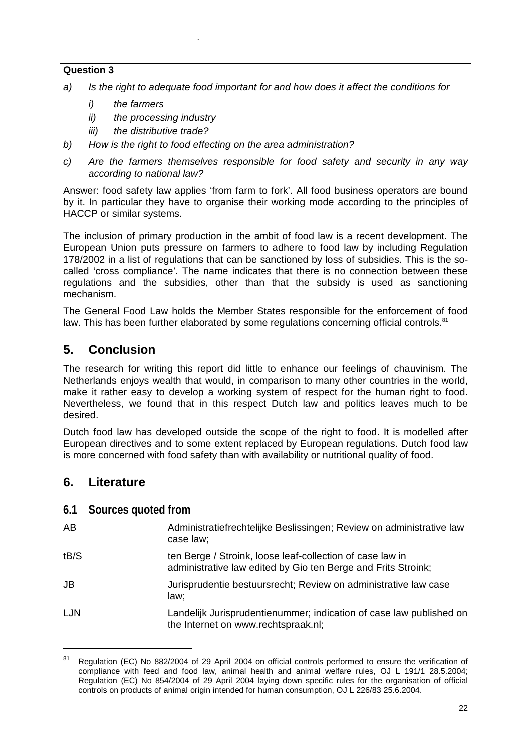**Question 3**

a) *Is the right to adequate food important for and how does it affect the conditions for*

   i) *the farmers*

   ii) *the processing industry*

   iii) *the distributive trade?*

b) *How is the right to food effecting on the area administration?*

c) *Are the farmers themselves responsible for food safety and security in any way according to national law?*

Answer: food safety law applies 'from farm to fork'. All food business operators are bound by it. In particular they have to organise their working mode according to the principles of HACCP or similar systems.

The inclusion of primary production in the ambit of food law is a recent development. The European Union puts pressure on farmers to adhere to food law by including Regulation 178/2002 in a list of regulations that can be sanctioned by loss of subsidies. This is the so-called 'cross compliance'. The name indicates that there is no connection between these regulations and the subsidies, other than that the subsidy is used as sanctioning mechanism.

The General Food Law holds the Member States responsible for the enforcement of food law. This has been further elaborated by some regulations concerning official controls.[81]

## 5. Conclusion

The research for writing this report did little to enhance our feelings of chauvinism. The Netherlands enjoys wealth that would, in comparison to many other countries in the world, make it rather easy to develop a working system of respect for the human right to food. Nevertheless, we found that in this respect Dutch law and politics leaves much to be desired.

Dutch food law has developed outside the scope of the right to food. It is modelled after European directives and to some extent replaced by European regulations. Dutch food law is more concerned with food safety than with availability or nutritional quality of food.

## 6. Literature

### 6.1 Sources quoted from

| | |
|---|---|
| AB | Administratiefrechtelijke Beslissingen; Review on administrative law case law; |
| tB/S | ten Berge / Stroink, loose leaf-collection of case law in administrative law edited by Gio ten Berge and Frits Stroink; |
| JB | Jurisprudentie bestuursrecht; Review on administrative law case law; |
| LJN | Landelijk Jurisprudentienummer; indication of case law published on the Internet on www.rechtspraak.nl; |

[81] Regulation (EC) No 882/2004 of 29 April 2004 on official controls performed to ensure the verification of compliance with feed and food law, animal health and animal welfare rules, OJ L 191/1 28.5.2004; Regulation (EC) No 854/2004 of 29 April 2004 laying down specific rules for the organisation of official controls on products of animal origin intended for human consumption, OJ L 226/83 25.6.2004.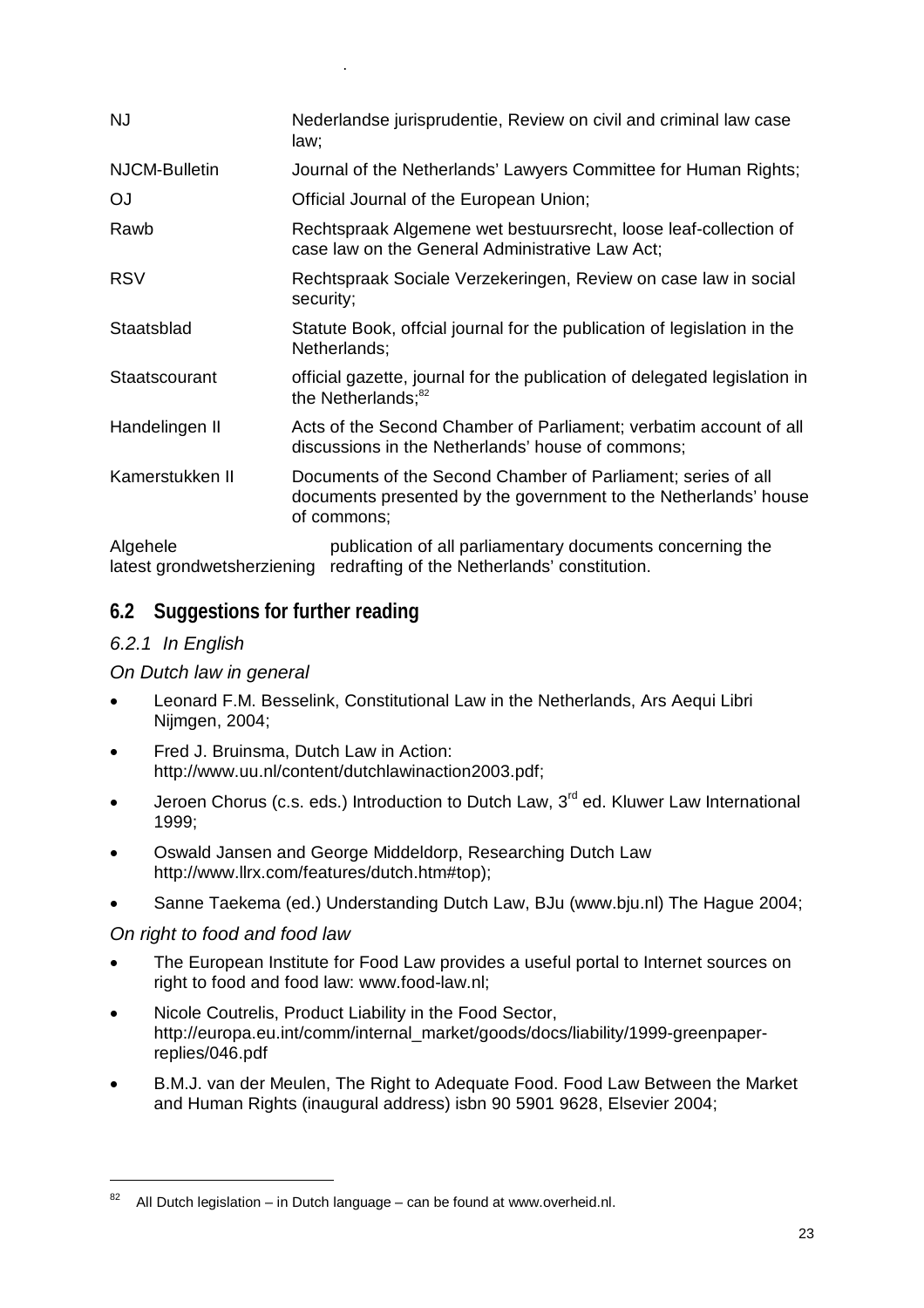| | |
|---|---|
| NJ | Nederlandse jurisprudentie, Review on civil and criminal law case law; |
| NJCM-Bulletin | Journal of the Netherlands' Lawyers Committee for Human Rights; |
| OJ | Official Journal of the European Union; |
| Rawb | Rechtspraak Algemene wet bestuursrecht, loose leaf-collection of case law on the General Administrative Law Act; |
| RSV | Rechtspraak Sociale Verzekeringen, Review on case law in social security; |
| Staatsblad | Statute Book, offcial journal for the publication of legislation in the Netherlands; |
| Staatscourant | official gazette, journal for the publication of delegated legislation in the Netherlands;[82] |
| Handelingen II | Acts of the Second Chamber of Parliament; verbatim account of all discussions in the Netherlands' house of commons; |
| Kamerstukken II | Documents of the Second Chamber of Parliament; series of all documents presented by the government to the Netherlands' house of commons; |
| Algehele latest grondwetsherziening | publication of all parliamentary documents concerning the redrafting of the Netherlands' constitution. |

## 6.2 Suggestions for further reading

### *6.2.1 In English*

*On Dutch law in general*

- Leonard F.M. Besselink, Constitutional Law in the Netherlands, Ars Aequi Libri Nijmgen, 2004;
- Fred J. Bruinsma, Dutch Law in Action: http://www.uu.nl/content/dutchlawinaction2003.pdf;
- Jeroen Chorus (c.s. eds.) Introduction to Dutch Law, 3rd ed. Kluwer Law International 1999;
- Oswald Jansen and George Middeldorp, Researching Dutch Law http://www.llrx.com/features/dutch.htm#top);
- Sanne Taekema (ed.) Understanding Dutch Law, BJu (www.bju.nl) The Hague 2004;

*On right to food and food law*

- The European Institute for Food Law provides a useful portal to Internet sources on right to food and food law: www.food-law.nl;
- Nicole Coutrelis, Product Liability in the Food Sector, http://europa.eu.int/comm/internal_market/goods/docs/liability/1999-greenpaper-replies/046.pdf
- B.M.J. van der Meulen, The Right to Adequate Food. Food Law Between the Market and Human Rights (inaugural address) isbn 90 5901 9628, Elsevier 2004;

---

[82] All Dutch legislation – in Dutch language – can be found at www.overheid.nl.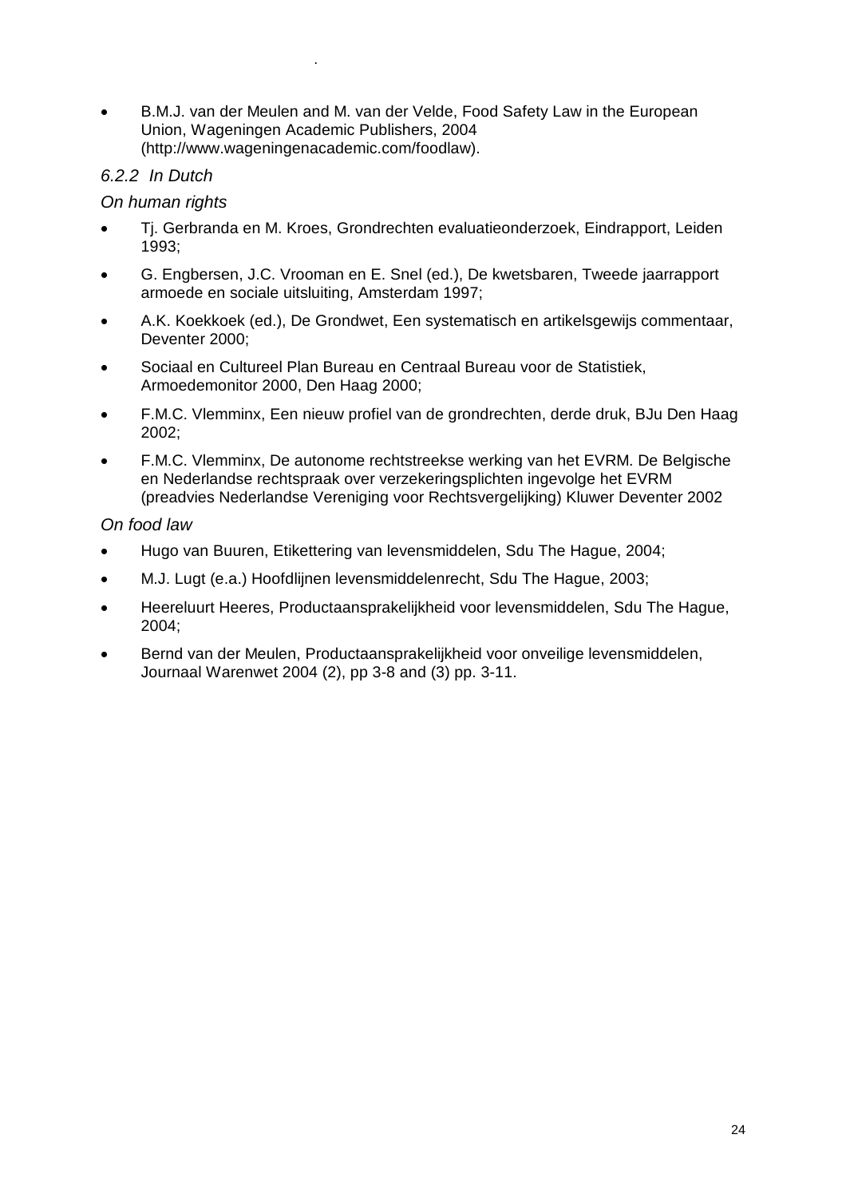- B.M.J. van der Meulen and M. van der Velde, Food Safety Law in the European Union, Wageningen Academic Publishers, 2004 (http://www.wageningenacademic.com/foodlaw).

### *6.2.2 In Dutch*

*On human rights*

- Tj. Gerbranda en M. Kroes, Grondrechten evaluatieonderzoek, Eindrapport, Leiden 1993;
- G. Engbersen, J.C. Vrooman en E. Snel (ed.), De kwetsbaren, Tweede jaarrapport armoede en sociale uitsluiting, Amsterdam 1997;
- A.K. Koekkoek (ed.), De Grondwet, Een systematisch en artikelsgewijs commentaar, Deventer 2000;
- Sociaal en Cultureel Plan Bureau en Centraal Bureau voor de Statistiek, Armoedemonitor 2000, Den Haag 2000;
- F.M.C. Vlemminx, Een nieuw profiel van de grondrechten, derde druk, BJu Den Haag 2002;
- F.M.C. Vlemminx, De autonome rechtstreekse werking van het EVRM. De Belgische en Nederlandse rechtspraak over verzekeringsplichten ingevolge het EVRM (preadvies Nederlandse Vereniging voor Rechtsvergelijking) Kluwer Deventer 2002

*On food law*

- Hugo van Buuren, Etikettering van levensmiddelen, Sdu The Hague, 2004;
- M.J. Lugt (e.a.) Hoofdlijnen levensmiddelenrecht, Sdu The Hague, 2003;
- Heereluurt Heeres, Productaansprakelijkheid voor levensmiddelen, Sdu The Hague, 2004;
- Bernd van der Meulen, Productaansprakelijkheid voor onveilige levensmiddelen, Journaal Warenwet 2004 (2), pp 3-8 and (3) pp. 3-11.